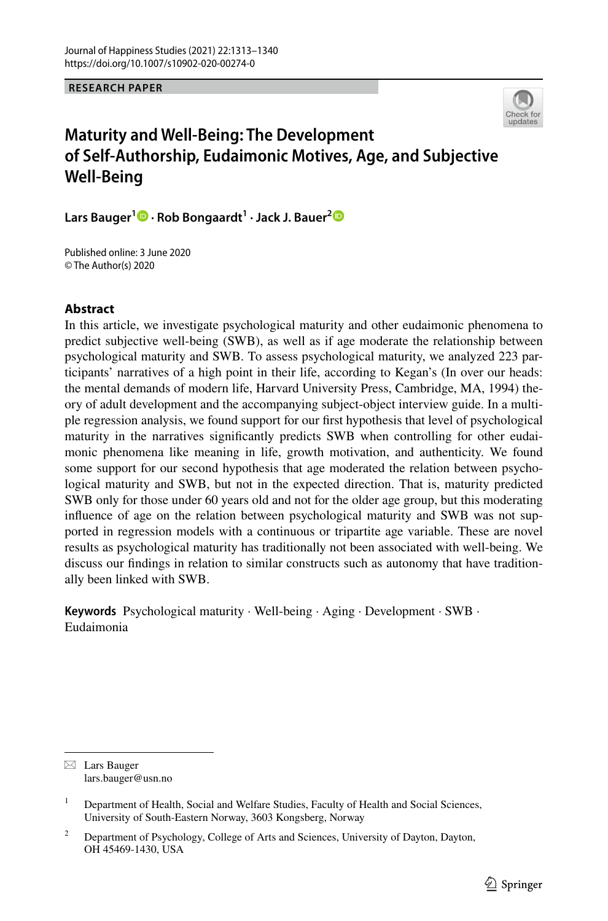RESEARCH PAPER

# Maturity and Well-Being: The Development of Self-Authorship, Eudaimonic Motives, Age, and Subjective Well-Being

**Lars Bauger[1] · Rob Bongaardt[1] · Jack J. Bauer[2]**

Published online: 3 June 2020
© The Author(s) 2020

## Abstract

In this article, we investigate psychological maturity and other eudaimonic phenomena to predict subjective well-being (SWB), as well as if age moderate the relationship between psychological maturity and SWB. To assess psychological maturity, we analyzed 223 participants' narratives of a high point in their life, according to Kegan's (In over our heads: the mental demands of modern life, Harvard University Press, Cambridge, MA, 1994) theory of adult development and the accompanying subject-object interview guide. In a multiple regression analysis, we found support for our first hypothesis that level of psychological maturity in the narratives significantly predicts SWB when controlling for other eudaimonic phenomena like meaning in life, growth motivation, and authenticity. We found some support for our second hypothesis that age moderated the relation between psychological maturity and SWB, but not in the expected direction. That is, maturity predicted SWB only for those under 60 years old and not for the older age group, but this moderating influence of age on the relation between psychological maturity and SWB was not supported in regression models with a continuous or tripartite age variable. These are novel results as psychological maturity has traditionally not been associated with well-being. We discuss our findings in relation to similar constructs such as autonomy that have traditionally been linked with SWB.

**Keywords** Psychological maturity · Well-being · Aging · Development · SWB · Eudaimonia

---

✉ Lars Bauger
lars.bauger@usn.no

[1] Department of Health, Social and Welfare Studies, Faculty of Health and Social Sciences, University of South-Eastern Norway, 3603 Kongsberg, Norway

[2] Department of Psychology, College of Arts and Sciences, University of Dayton, Dayton, OH 45469-1430, USA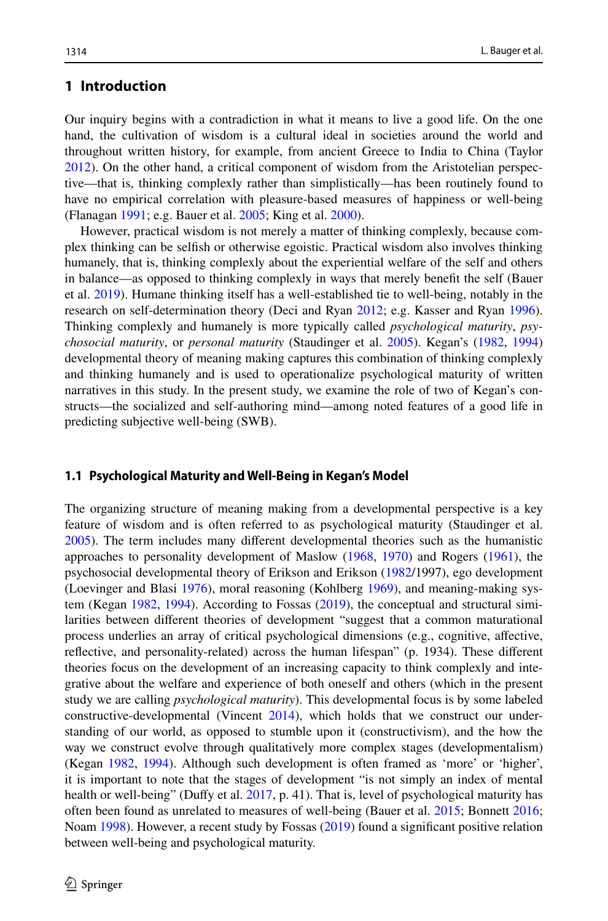## 1 Introduction

Our inquiry begins with a contradiction in what it means to live a good life. On the one hand, the cultivation of wisdom is a cultural ideal in societies around the world and throughout written history, for example, from ancient Greece to India to China (Taylor 2012). On the other hand, a critical component of wisdom from the Aristotelian perspective—that is, thinking complexly rather than simplistically—has been routinely found to have no empirical correlation with pleasure-based measures of happiness or well-being (Flanagan 1991; e.g. Bauer et al. 2005; King et al. 2000).

However, practical wisdom is not merely a matter of thinking complexly, because complex thinking can be selfish or otherwise egoistic. Practical wisdom also involves thinking humanely, that is, thinking complexly about the experiential welfare of the self and others in balance—as opposed to thinking complexly in ways that merely benefit the self (Bauer et al. 2019). Humane thinking itself has a well-established tie to well-being, notably in the research on self-determination theory (Deci and Ryan 2012; e.g. Kasser and Ryan 1996). Thinking complexly and humanely is more typically called *psychological maturity*, *psychosocial maturity*, or *personal maturity* (Staudinger et al. 2005). Kegan's (1982, 1994) developmental theory of meaning making captures this combination of thinking complexly and thinking humanely and is used to operationalize psychological maturity of written narratives in this study. In the present study, we examine the role of two of Kegan's constructs—the socialized and self-authoring mind—among noted features of a good life in predicting subjective well-being (SWB).

### 1.1 Psychological Maturity and Well-Being in Kegan's Model

The organizing structure of meaning making from a developmental perspective is a key feature of wisdom and is often referred to as psychological maturity (Staudinger et al. 2005). The term includes many different developmental theories such as the humanistic approaches to personality development of Maslow (1968, 1970) and Rogers (1961), the psychosocial developmental theory of Erikson and Erikson (1982/1997), ego development (Loevinger and Blasi 1976), moral reasoning (Kohlberg 1969), and meaning-making system (Kegan 1982, 1994). According to Fossas (2019), the conceptual and structural similarities between different theories of development "suggest that a common maturational process underlies an array of critical psychological dimensions (e.g., cognitive, affective, reflective, and personality-related) across the human lifespan" (p. 1934). These different theories focus on the development of an increasing capacity to think complexly and integrative about the welfare and experience of both oneself and others (which in the present study we are calling *psychological maturity*). This developmental focus is by some labeled constructive-developmental (Vincent 2014), which holds that we construct our understanding of our world, as opposed to stumble upon it (constructivism), and the how the way we construct evolve through qualitatively more complex stages (developmentalism) (Kegan 1982, 1994). Although such development is often framed as 'more' or 'higher', it is important to note that the stages of development "is not simply an index of mental health or well-being" (Duffy et al. 2017, p. 41). That is, level of psychological maturity has often been found as unrelated to measures of well-being (Bauer et al. 2015; Bonnett 2016; Noam 1998). However, a recent study by Fossas (2019) found a significant positive relation between well-being and psychological maturity.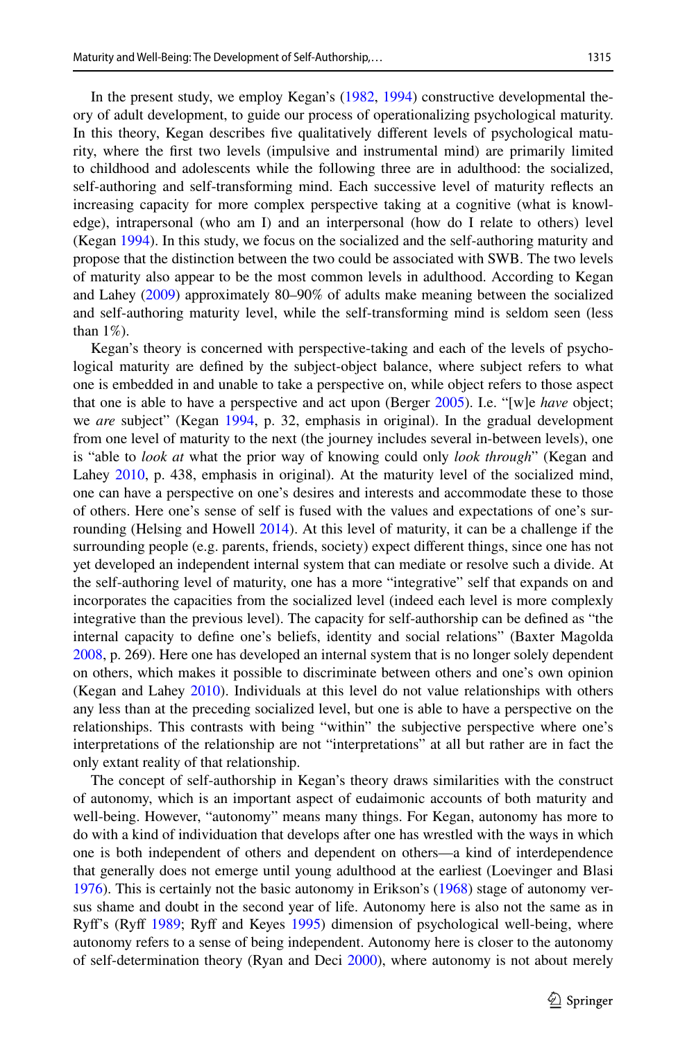In the present study, we employ Kegan's (1982, 1994) constructive developmental theory of adult development, to guide our process of operationalizing psychological maturity. In this theory, Kegan describes five qualitatively different levels of psychological maturity, where the first two levels (impulsive and instrumental mind) are primarily limited to childhood and adolescents while the following three are in adulthood: the socialized, self-authoring and self-transforming mind. Each successive level of maturity reflects an increasing capacity for more complex perspective taking at a cognitive (what is knowledge), intrapersonal (who am I) and an interpersonal (how do I relate to others) level (Kegan 1994). In this study, we focus on the socialized and the self-authoring maturity and propose that the distinction between the two could be associated with SWB. The two levels of maturity also appear to be the most common levels in adulthood. According to Kegan and Lahey (2009) approximately 80–90% of adults make meaning between the socialized and self-authoring maturity level, while the self-transforming mind is seldom seen (less than 1%).

Kegan's theory is concerned with perspective-taking and each of the levels of psychological maturity are defined by the subject-object balance, where subject refers to what one is embedded in and unable to take a perspective on, while object refers to those aspect that one is able to have a perspective and act upon (Berger 2005). I.e. "[w]e *have* object; we *are* subject" (Kegan 1994, p. 32, emphasis in original). In the gradual development from one level of maturity to the next (the journey includes several in-between levels), one is "able to *look at* what the prior way of knowing could only *look through*" (Kegan and Lahey 2010, p. 438, emphasis in original). At the maturity level of the socialized mind, one can have a perspective on one's desires and interests and accommodate these to those of others. Here one's sense of self is fused with the values and expectations of one's surrounding (Helsing and Howell 2014). At this level of maturity, it can be a challenge if the surrounding people (e.g. parents, friends, society) expect different things, since one has not yet developed an independent internal system that can mediate or resolve such a divide. At the self-authoring level of maturity, one has a more "integrative" self that expands on and incorporates the capacities from the socialized level (indeed each level is more complexly integrative than the previous level). The capacity for self-authorship can be defined as "the internal capacity to define one's beliefs, identity and social relations" (Baxter Magolda 2008, p. 269). Here one has developed an internal system that is no longer solely dependent on others, which makes it possible to discriminate between others and one's own opinion (Kegan and Lahey 2010). Individuals at this level do not value relationships with others any less than at the preceding socialized level, but one is able to have a perspective on the relationships. This contrasts with being "within" the subjective perspective where one's interpretations of the relationship are not "interpretations" at all but rather are in fact the only extant reality of that relationship.

The concept of self-authorship in Kegan's theory draws similarities with the construct of autonomy, which is an important aspect of eudaimonic accounts of both maturity and well-being. However, "autonomy" means many things. For Kegan, autonomy has more to do with a kind of individuation that develops after one has wrestled with the ways in which one is both independent of others and dependent on others—a kind of interdependence that generally does not emerge until young adulthood at the earliest (Loevinger and Blasi 1976). This is certainly not the basic autonomy in Erikson's (1968) stage of autonomy versus shame and doubt in the second year of life. Autonomy here is also not the same as in Ryff's (Ryff 1989; Ryff and Keyes 1995) dimension of psychological well-being, where autonomy refers to a sense of being independent. Autonomy here is closer to the autonomy of self-determination theory (Ryan and Deci 2000), where autonomy is not about merely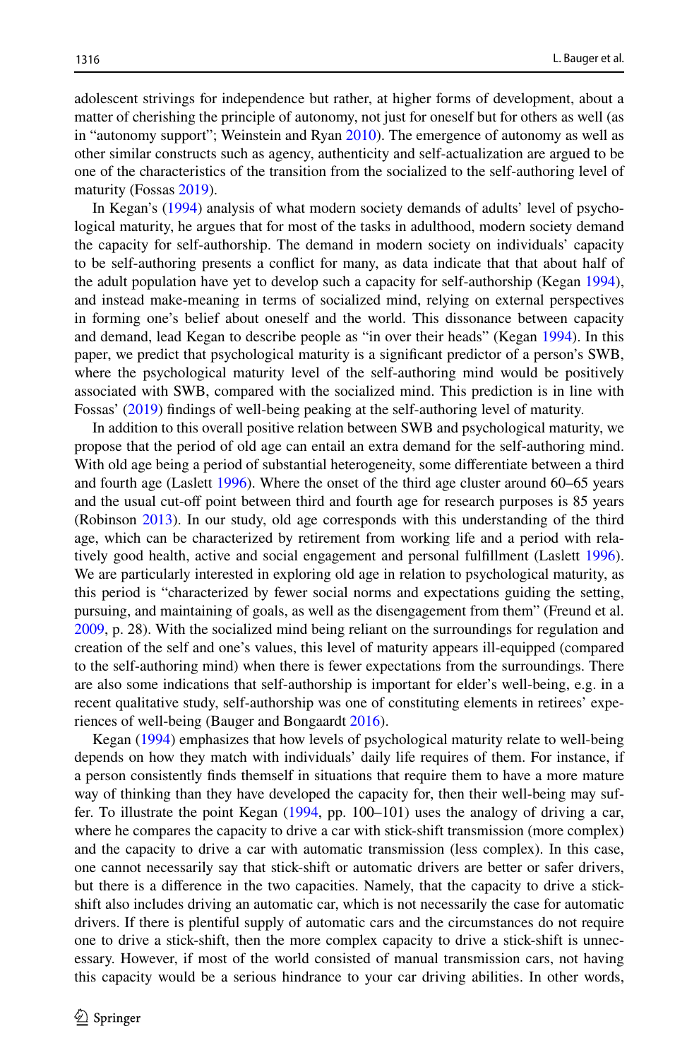adolescent strivings for independence but rather, at higher forms of development, about a matter of cherishing the principle of autonomy, not just for oneself but for others as well (as in "autonomy support"; Weinstein and Ryan 2010). The emergence of autonomy as well as other similar constructs such as agency, authenticity and self-actualization are argued to be one of the characteristics of the transition from the socialized to the self-authoring level of maturity (Fossas 2019).

In Kegan's (1994) analysis of what modern society demands of adults' level of psychological maturity, he argues that for most of the tasks in adulthood, modern society demand the capacity for self-authorship. The demand in modern society on individuals' capacity to be self-authoring presents a conflict for many, as data indicate that that about half of the adult population have yet to develop such a capacity for self-authorship (Kegan 1994), and instead make-meaning in terms of socialized mind, relying on external perspectives in forming one's belief about oneself and the world. This dissonance between capacity and demand, lead Kegan to describe people as "in over their heads" (Kegan 1994). In this paper, we predict that psychological maturity is a significant predictor of a person's SWB, where the psychological maturity level of the self-authoring mind would be positively associated with SWB, compared with the socialized mind. This prediction is in line with Fossas' (2019) findings of well-being peaking at the self-authoring level of maturity.

In addition to this overall positive relation between SWB and psychological maturity, we propose that the period of old age can entail an extra demand for the self-authoring mind. With old age being a period of substantial heterogeneity, some differentiate between a third and fourth age (Laslett 1996). Where the onset of the third age cluster around 60–65 years and the usual cut-off point between third and fourth age for research purposes is 85 years (Robinson 2013). In our study, old age corresponds with this understanding of the third age, which can be characterized by retirement from working life and a period with relatively good health, active and social engagement and personal fulfillment (Laslett 1996). We are particularly interested in exploring old age in relation to psychological maturity, as this period is "characterized by fewer social norms and expectations guiding the setting, pursuing, and maintaining of goals, as well as the disengagement from them" (Freund et al. 2009, p. 28). With the socialized mind being reliant on the surroundings for regulation and creation of the self and one's values, this level of maturity appears ill-equipped (compared to the self-authoring mind) when there is fewer expectations from the surroundings. There are also some indications that self-authorship is important for elder's well-being, e.g. in a recent qualitative study, self-authorship was one of constituting elements in retirees' experiences of well-being (Bauger and Bongaardt 2016).

Kegan (1994) emphasizes that how levels of psychological maturity relate to well-being depends on how they match with individuals' daily life requires of them. For instance, if a person consistently finds themself in situations that require them to have a more mature way of thinking than they have developed the capacity for, then their well-being may suffer. To illustrate the point Kegan (1994, pp. 100–101) uses the analogy of driving a car, where he compares the capacity to drive a car with stick-shift transmission (more complex) and the capacity to drive a car with automatic transmission (less complex). In this case, one cannot necessarily say that stick-shift or automatic drivers are better or safer drivers, but there is a difference in the two capacities. Namely, that the capacity to drive a stick-shift also includes driving an automatic car, which is not necessarily the case for automatic drivers. If there is plentiful supply of automatic cars and the circumstances do not require one to drive a stick-shift, then the more complex capacity to drive a stick-shift is unnecessary. However, if most of the world consisted of manual transmission cars, not having this capacity would be a serious hindrance to your car driving abilities. In other words,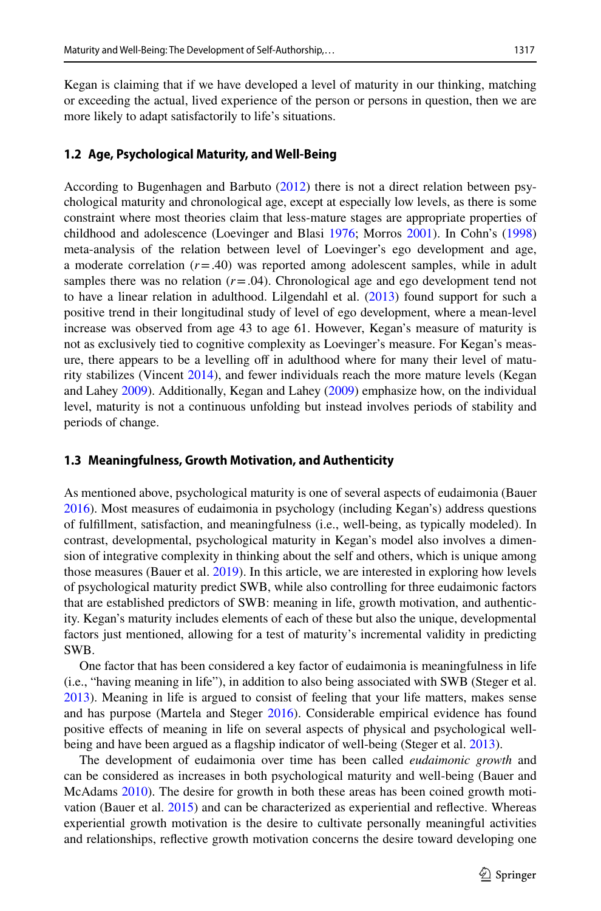Kegan is claiming that if we have developed a level of maturity in our thinking, matching or exceeding the actual, lived experience of the person or persons in question, then we are more likely to adapt satisfactorily to life's situations.

### 1.2 Age, Psychological Maturity, and Well-Being

According to Bugenhagen and Barbuto (2012) there is not a direct relation between psychological maturity and chronological age, except at especially low levels, as there is some constraint where most theories claim that less-mature stages are appropriate properties of childhood and adolescence (Loevinger and Blasi 1976; Morros 2001). In Cohn's (1998) meta-analysis of the relation between level of Loevinger's ego development and age, a moderate correlation ($r = .40$) was reported among adolescent samples, while in adult samples there was no relation ($r = .04$). Chronological age and ego development tend not to have a linear relation in adulthood. Lilgendahl et al. (2013) found support for such a positive trend in their longitudinal study of level of ego development, where a mean-level increase was observed from age 43 to age 61. However, Kegan's measure of maturity is not as exclusively tied to cognitive complexity as Loevinger's measure. For Kegan's measure, there appears to be a levelling off in adulthood where for many their level of maturity stabilizes (Vincent 2014), and fewer individuals reach the more mature levels (Kegan and Lahey 2009). Additionally, Kegan and Lahey (2009) emphasize how, on the individual level, maturity is not a continuous unfolding but instead involves periods of stability and periods of change.

### 1.3 Meaningfulness, Growth Motivation, and Authenticity

As mentioned above, psychological maturity is one of several aspects of eudaimonia (Bauer 2016). Most measures of eudaimonia in psychology (including Kegan's) address questions of fulfillment, satisfaction, and meaningfulness (i.e., well-being, as typically modeled). In contrast, developmental, psychological maturity in Kegan's model also involves a dimension of integrative complexity in thinking about the self and others, which is unique among those measures (Bauer et al. 2019). In this article, we are interested in exploring how levels of psychological maturity predict SWB, while also controlling for three eudaimonic factors that are established predictors of SWB: meaning in life, growth motivation, and authenticity. Kegan's maturity includes elements of each of these but also the unique, developmental factors just mentioned, allowing for a test of maturity's incremental validity in predicting SWB.

One factor that has been considered a key factor of eudaimonia is meaningfulness in life (i.e., "having meaning in life"), in addition to also being associated with SWB (Steger et al. 2013). Meaning in life is argued to consist of feeling that your life matters, makes sense and has purpose (Martela and Steger 2016). Considerable empirical evidence has found positive effects of meaning in life on several aspects of physical and psychological well-being and have been argued as a flagship indicator of well-being (Steger et al. 2013).

The development of eudaimonia over time has been called *eudaimonic growth* and can be considered as increases in both psychological maturity and well-being (Bauer and McAdams 2010). The desire for growth in both these areas has been coined growth motivation (Bauer et al. 2015) and can be characterized as experiential and reflective. Whereas experiential growth motivation is the desire to cultivate personally meaningful activities and relationships, reflective growth motivation concerns the desire toward developing one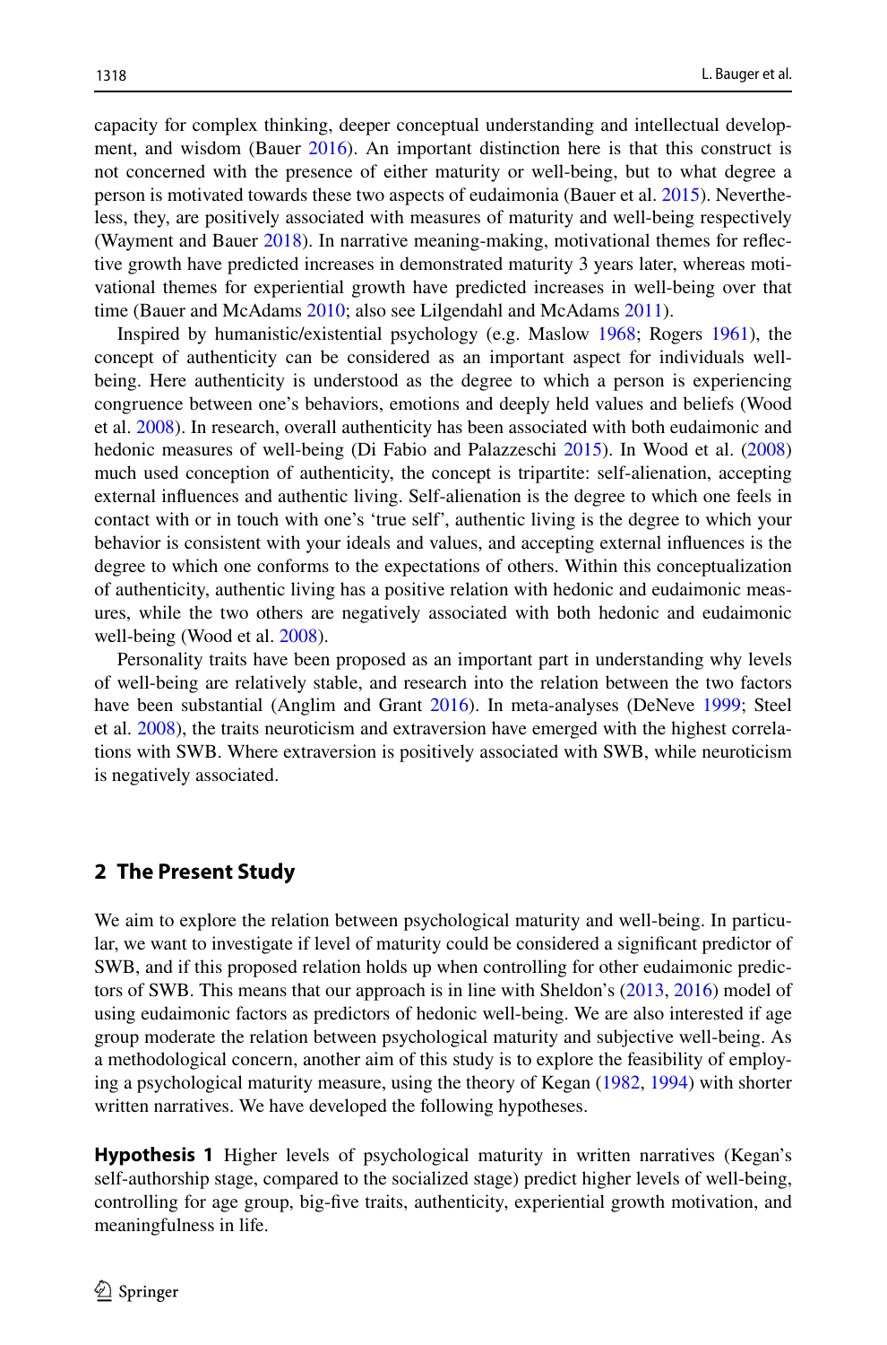capacity for complex thinking, deeper conceptual understanding and intellectual development, and wisdom (Bauer 2016). An important distinction here is that this construct is not concerned with the presence of either maturity or well-being, but to what degree a person is motivated towards these two aspects of eudaimonia (Bauer et al. 2015). Nevertheless, they, are positively associated with measures of maturity and well-being respectively (Wayment and Bauer 2018). In narrative meaning-making, motivational themes for reflective growth have predicted increases in demonstrated maturity 3 years later, whereas motivational themes for experiential growth have predicted increases in well-being over that time (Bauer and McAdams 2010; also see Lilgendahl and McAdams 2011).

Inspired by humanistic/existential psychology (e.g. Maslow 1968; Rogers 1961), the concept of authenticity can be considered as an important aspect for individuals well-being. Here authenticity is understood as the degree to which a person is experiencing congruence between one's behaviors, emotions and deeply held values and beliefs (Wood et al. 2008). In research, overall authenticity has been associated with both eudaimonic and hedonic measures of well-being (Di Fabio and Palazzeschi 2015). In Wood et al. (2008) much used conception of authenticity, the concept is tripartite: self-alienation, accepting external influences and authentic living. Self-alienation is the degree to which one feels in contact with or in touch with one's 'true self', authentic living is the degree to which your behavior is consistent with your ideals and values, and accepting external influences is the degree to which one conforms to the expectations of others. Within this conceptualization of authenticity, authentic living has a positive relation with hedonic and eudaimonic measures, while the two others are negatively associated with both hedonic and eudaimonic well-being (Wood et al. 2008).

Personality traits have been proposed as an important part in understanding why levels of well-being are relatively stable, and research into the relation between the two factors have been substantial (Anglim and Grant 2016). In meta-analyses (DeNeve 1999; Steel et al. 2008), the traits neuroticism and extraversion have emerged with the highest correlations with SWB. Where extraversion is positively associated with SWB, while neuroticism is negatively associated.

## 2 The Present Study

We aim to explore the relation between psychological maturity and well-being. In particular, we want to investigate if level of maturity could be considered a significant predictor of SWB, and if this proposed relation holds up when controlling for other eudaimonic predictors of SWB. This means that our approach is in line with Sheldon's (2013, 2016) model of using eudaimonic factors as predictors of hedonic well-being. We are also interested if age group moderate the relation between psychological maturity and subjective well-being. As a methodological concern, another aim of this study is to explore the feasibility of employing a psychological maturity measure, using the theory of Kegan (1982, 1994) with shorter written narratives. We have developed the following hypotheses.

**Hypothesis 1** Higher levels of psychological maturity in written narratives (Kegan's self-authorship stage, compared to the socialized stage) predict higher levels of well-being, controlling for age group, big-five traits, authenticity, experiential growth motivation, and meaningfulness in life.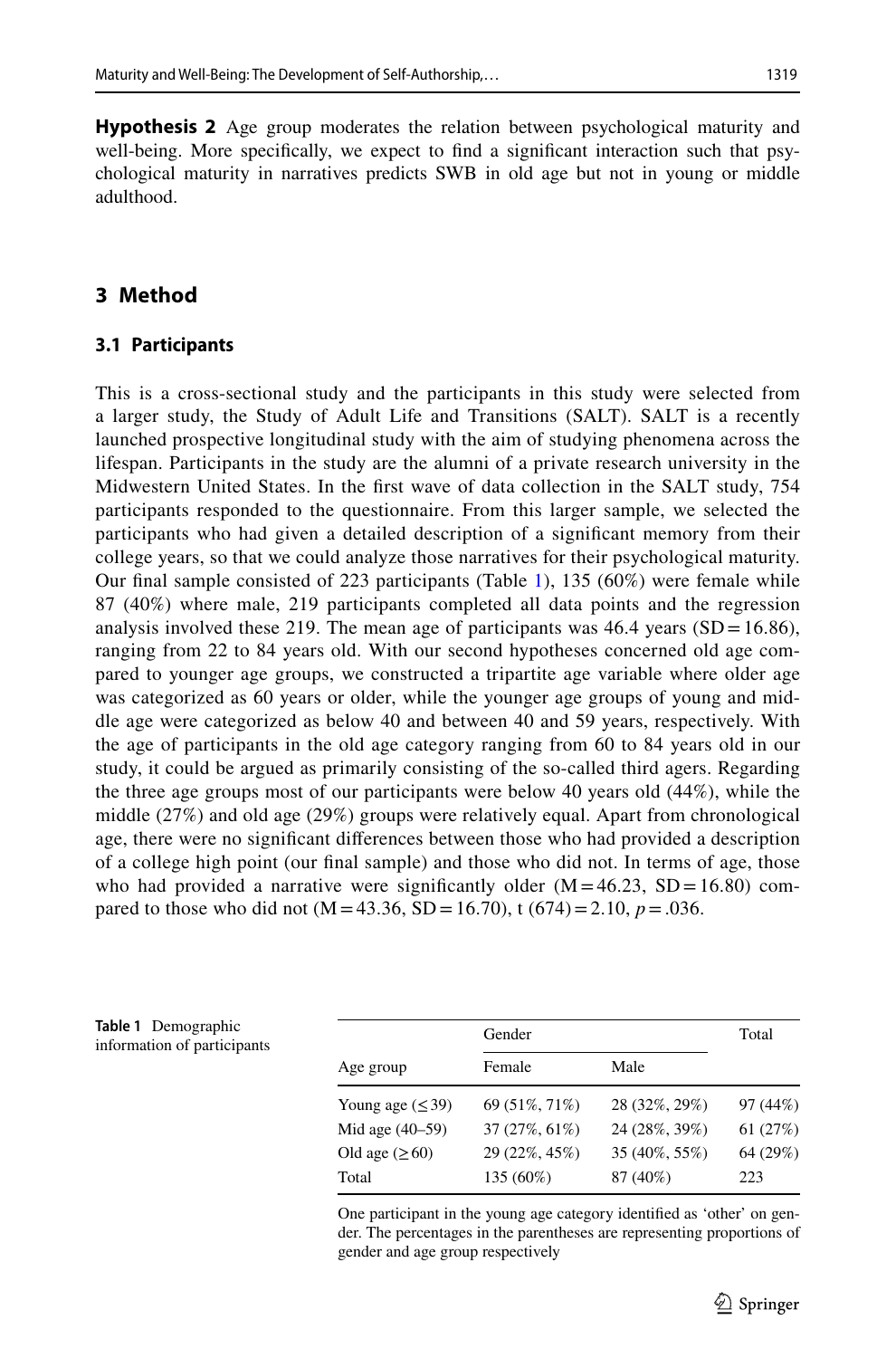**Hypothesis 2** Age group moderates the relation between psychological maturity and well-being. More specifically, we expect to find a significant interaction such that psychological maturity in narratives predicts SWB in old age but not in young or middle adulthood.

## 3 Method

### 3.1 Participants

This is a cross-sectional study and the participants in this study were selected from a larger study, the Study of Adult Life and Transitions (SALT). SALT is a recently launched prospective longitudinal study with the aim of studying phenomena across the lifespan. Participants in the study are the alumni of a private research university in the Midwestern United States. In the first wave of data collection in the SALT study, 754 participants responded to the questionnaire. From this larger sample, we selected the participants who had given a detailed description of a significant memory from their college years, so that we could analyze those narratives for their psychological maturity. Our final sample consisted of 223 participants (Table 1), 135 (60%) were female while 87 (40%) where male, 219 participants completed all data points and the regression analysis involved these 219. The mean age of participants was 46.4 years (SD = 16.86), ranging from 22 to 84 years old. With our second hypotheses concerned old age compared to younger age groups, we constructed a tripartite age variable where older age was categorized as 60 years or older, while the younger age groups of young and middle age were categorized as below 40 and between 40 and 59 years, respectively. With the age of participants in the old age category ranging from 60 to 84 years old in our study, it could be argued as primarily consisting of the so-called third agers. Regarding the three age groups most of our participants were below 40 years old (44%), while the middle (27%) and old age (29%) groups were relatively equal. Apart from chronological age, there were no significant differences between those who had provided a description of a college high point (our final sample) and those who did not. In terms of age, those who had provided a narrative were significantly older (M = 46.23, SD = 16.80) compared to those who did not (M = 43.36, SD = 16.70), t (674) = 2.10, *p* = .036.

**Table 1** Demographic information of participants

| Age group | Gender | | Total |
|---|---|---|---|
| | Female | Male | |
| Young age (≤ 39) | 69 (51%, 71%) | 28 (32%, 29%) | 97 (44%) |
| Mid age (40–59) | 37 (27%, 61%) | 24 (28%, 39%) | 61 (27%) |
| Old age (≥ 60) | 29 (22%, 45%) | 35 (40%, 55%) | 64 (29%) |
| Total | 135 (60%) | 87 (40%) | 223 |

One participant in the young age category identified as 'other' on gender. The percentages in the parentheses are representing proportions of gender and age group respectively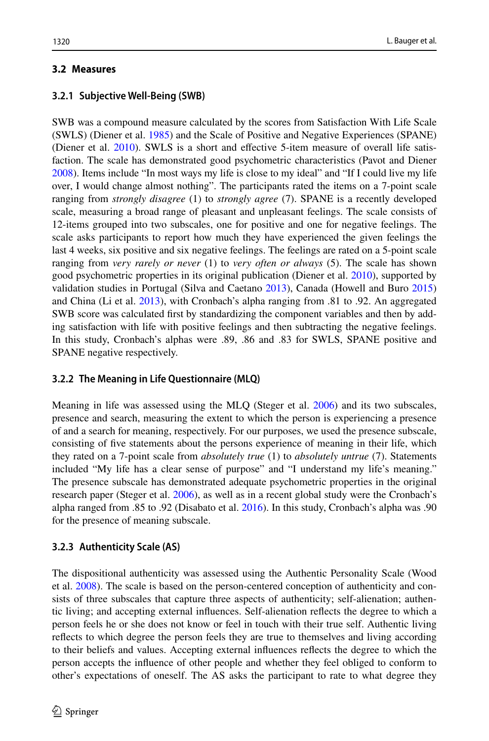## 3.2 Measures

### 3.2.1 Subjective Well-Being (SWB)

SWB was a compound measure calculated by the scores from Satisfaction With Life Scale (SWLS) (Diener et al. 1985) and the Scale of Positive and Negative Experiences (SPANE) (Diener et al. 2010). SWLS is a short and effective 5-item measure of overall life satisfaction. The scale has demonstrated good psychometric characteristics (Pavot and Diener 2008). Items include "In most ways my life is close to my ideal" and "If I could live my life over, I would change almost nothing". The participants rated the items on a 7-point scale ranging from *strongly disagree* (1) to *strongly agree* (7). SPANE is a recently developed scale, measuring a broad range of pleasant and unpleasant feelings. The scale consists of 12-items grouped into two subscales, one for positive and one for negative feelings. The scale asks participants to report how much they have experienced the given feelings the last 4 weeks, six positive and six negative feelings. The feelings are rated on a 5-point scale ranging from *very rarely or never* (1) to *very often or always* (5). The scale has shown good psychometric properties in its original publication (Diener et al. 2010), supported by validation studies in Portugal (Silva and Caetano 2013), Canada (Howell and Buro 2015) and China (Li et al. 2013), with Cronbach's alpha ranging from .81 to .92. An aggregated SWB score was calculated first by standardizing the component variables and then by adding satisfaction with life with positive feelings and then subtracting the negative feelings. In this study, Cronbach's alphas were .89, .86 and .83 for SWLS, SPANE positive and SPANE negative respectively.

### 3.2.2 The Meaning in Life Questionnaire (MLQ)

Meaning in life was assessed using the MLQ (Steger et al. 2006) and its two subscales, presence and search, measuring the extent to which the person is experiencing a presence of and a search for meaning, respectively. For our purposes, we used the presence subscale, consisting of five statements about the persons experience of meaning in their life, which they rated on a 7-point scale from *absolutely true* (1) to *absolutely untrue* (7). Statements included "My life has a clear sense of purpose" and "I understand my life's meaning." The presence subscale has demonstrated adequate psychometric properties in the original research paper (Steger et al. 2006), as well as in a recent global study were the Cronbach's alpha ranged from .85 to .92 (Disabato et al. 2016). In this study, Cronbach's alpha was .90 for the presence of meaning subscale.

### 3.2.3 Authenticity Scale (AS)

The dispositional authenticity was assessed using the Authentic Personality Scale (Wood et al. 2008). The scale is based on the person-centered conception of authenticity and consists of three subscales that capture three aspects of authenticity; self-alienation; authentic living; and accepting external influences. Self-alienation reflects the degree to which a person feels he or she does not know or feel in touch with their true self. Authentic living reflects to which degree the person feels they are true to themselves and living according to their beliefs and values. Accepting external influences reflects the degree to which the person accepts the influence of other people and whether they feel obliged to conform to other's expectations of oneself. The AS asks the participant to rate to what degree they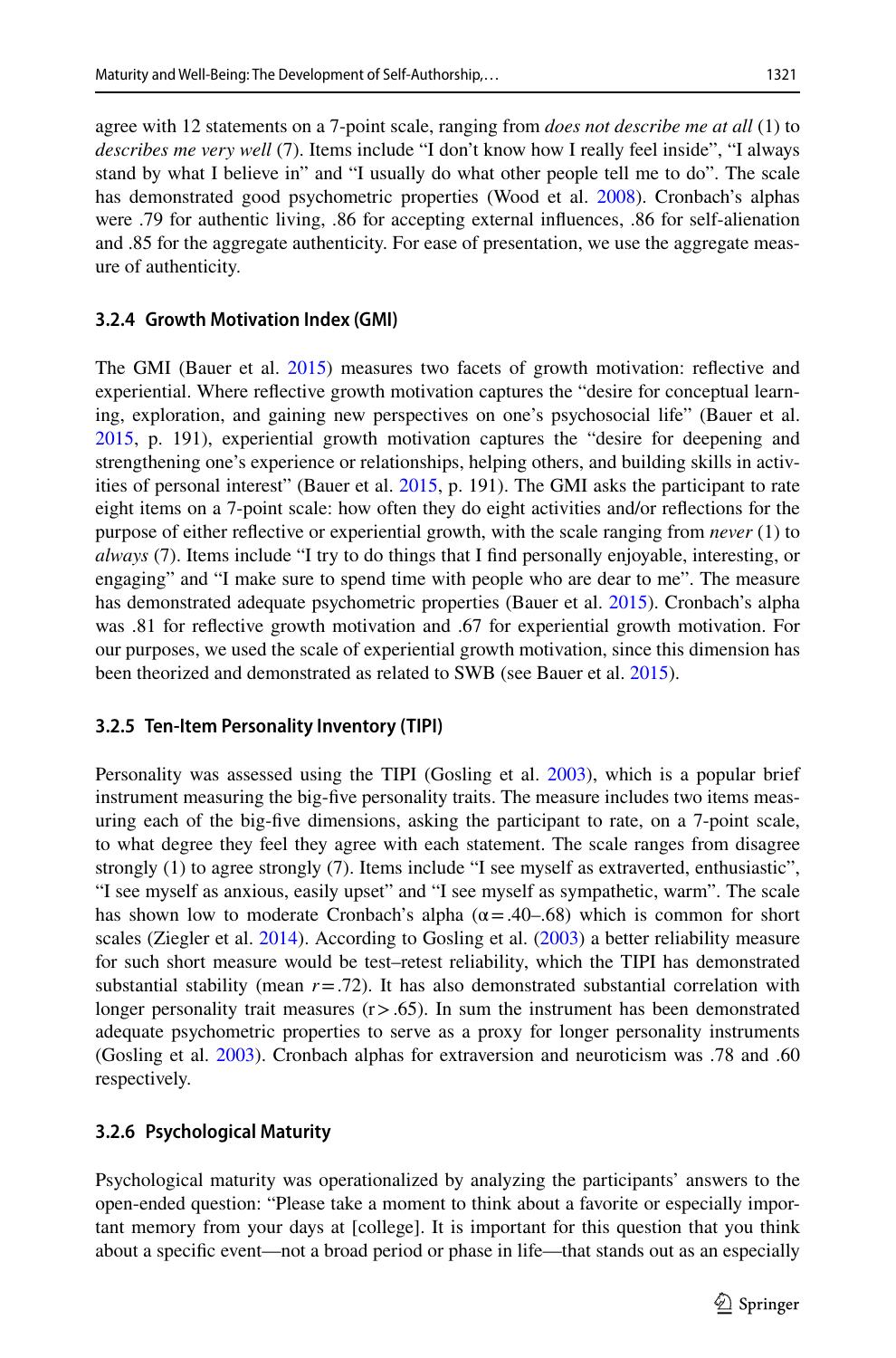agree with 12 statements on a 7-point scale, ranging from *does not describe me at all* (1) to *describes me very well* (7). Items include "I don't know how I really feel inside", "I always stand by what I believe in" and "I usually do what other people tell me to do". The scale has demonstrated good psychometric properties (Wood et al. 2008). Cronbach's alphas were .79 for authentic living, .86 for accepting external influences, .86 for self-alienation and .85 for the aggregate authenticity. For ease of presentation, we use the aggregate measure of authenticity.

#### 3.2.4 Growth Motivation Index (GMI)

The GMI (Bauer et al. 2015) measures two facets of growth motivation: reflective and experiential. Where reflective growth motivation captures the "desire for conceptual learning, exploration, and gaining new perspectives on one's psychosocial life" (Bauer et al. 2015, p. 191), experiential growth motivation captures the "desire for deepening and strengthening one's experience or relationships, helping others, and building skills in activities of personal interest" (Bauer et al. 2015, p. 191). The GMI asks the participant to rate eight items on a 7-point scale: how often they do eight activities and/or reflections for the purpose of either reflective or experiential growth, with the scale ranging from *never* (1) to *always* (7). Items include "I try to do things that I find personally enjoyable, interesting, or engaging" and "I make sure to spend time with people who are dear to me". The measure has demonstrated adequate psychometric properties (Bauer et al. 2015). Cronbach's alpha was .81 for reflective growth motivation and .67 for experiential growth motivation. For our purposes, we used the scale of experiential growth motivation, since this dimension has been theorized and demonstrated as related to SWB (see Bauer et al. 2015).

#### 3.2.5 Ten-Item Personality Inventory (TIPI)

Personality was assessed using the TIPI (Gosling et al. 2003), which is a popular brief instrument measuring the big-five personality traits. The measure includes two items measuring each of the big-five dimensions, asking the participant to rate, on a 7-point scale, to what degree they feel they agree with each statement. The scale ranges from disagree strongly (1) to agree strongly (7). Items include "I see myself as extraverted, enthusiastic", "I see myself as anxious, easily upset" and "I see myself as sympathetic, warm". The scale has shown low to moderate Cronbach's alpha ($\alpha = .40$–$.68$) which is common for short scales (Ziegler et al. 2014). According to Gosling et al. (2003) a better reliability measure for such short measure would be test–retest reliability, which the TIPI has demonstrated substantial stability (mean $r = .72$). It has also demonstrated substantial correlation with longer personality trait measures ($r > .65$). In sum the instrument has been demonstrated adequate psychometric properties to serve as a proxy for longer personality instruments (Gosling et al. 2003). Cronbach alphas for extraversion and neuroticism was .78 and .60 respectively.

#### 3.2.6 Psychological Maturity

Psychological maturity was operationalized by analyzing the participants' answers to the open-ended question: "Please take a moment to think about a favorite or especially important memory from your days at [college]. It is important for this question that you think about a specific event—not a broad period or phase in life—that stands out as an especially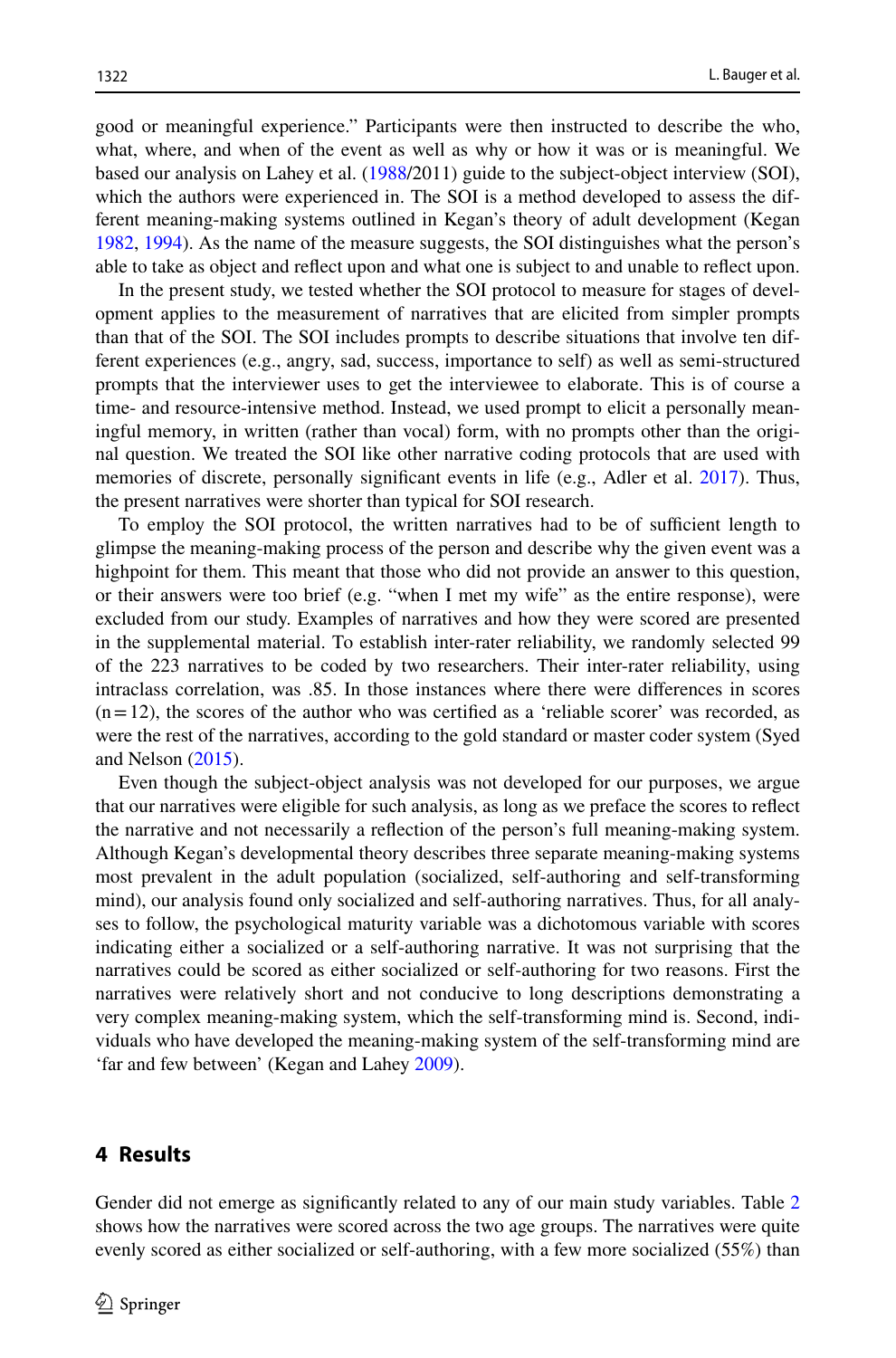good or meaningful experience." Participants were then instructed to describe the who, what, where, and when of the event as well as why or how it was or is meaningful. We based our analysis on Lahey et al. (1988/2011) guide to the subject-object interview (SOI), which the authors were experienced in. The SOI is a method developed to assess the different meaning-making systems outlined in Kegan's theory of adult development (Kegan 1982, 1994). As the name of the measure suggests, the SOI distinguishes what the person's able to take as object and reflect upon and what one is subject to and unable to reflect upon.

In the present study, we tested whether the SOI protocol to measure for stages of development applies to the measurement of narratives that are elicited from simpler prompts than that of the SOI. The SOI includes prompts to describe situations that involve ten different experiences (e.g., angry, sad, success, importance to self) as well as semi-structured prompts that the interviewer uses to get the interviewee to elaborate. This is of course a time- and resource-intensive method. Instead, we used prompt to elicit a personally meaningful memory, in written (rather than vocal) form, with no prompts other than the original question. We treated the SOI like other narrative coding protocols that are used with memories of discrete, personally significant events in life (e.g., Adler et al. 2017). Thus, the present narratives were shorter than typical for SOI research.

To employ the SOI protocol, the written narratives had to be of sufficient length to glimpse the meaning-making process of the person and describe why the given event was a highpoint for them. This meant that those who did not provide an answer to this question, or their answers were too brief (e.g. "when I met my wife" as the entire response), were excluded from our study. Examples of narratives and how they were scored are presented in the supplemental material. To establish inter-rater reliability, we randomly selected 99 of the 223 narratives to be coded by two researchers. Their inter-rater reliability, using intraclass correlation, was .85. In those instances where there were differences in scores ($n = 12$), the scores of the author who was certified as a 'reliable scorer' was recorded, as were the rest of the narratives, according to the gold standard or master coder system (Syed and Nelson (2015).

Even though the subject-object analysis was not developed for our purposes, we argue that our narratives were eligible for such analysis, as long as we preface the scores to reflect the narrative and not necessarily a reflection of the person's full meaning-making system. Although Kegan's developmental theory describes three separate meaning-making systems most prevalent in the adult population (socialized, self-authoring and self-transforming mind), our analysis found only socialized and self-authoring narratives. Thus, for all analyses to follow, the psychological maturity variable was a dichotomous variable with scores indicating either a socialized or a self-authoring narrative. It was not surprising that the narratives could be scored as either socialized or self-authoring for two reasons. First the narratives were relatively short and not conducive to long descriptions demonstrating a very complex meaning-making system, which the self-transforming mind is. Second, individuals who have developed the meaning-making system of the self-transforming mind are 'far and few between' (Kegan and Lahey 2009).

## 4 Results

Gender did not emerge as significantly related to any of our main study variables. Table 2 shows how the narratives were scored across the two age groups. The narratives were quite evenly scored as either socialized or self-authoring, with a few more socialized (55%) than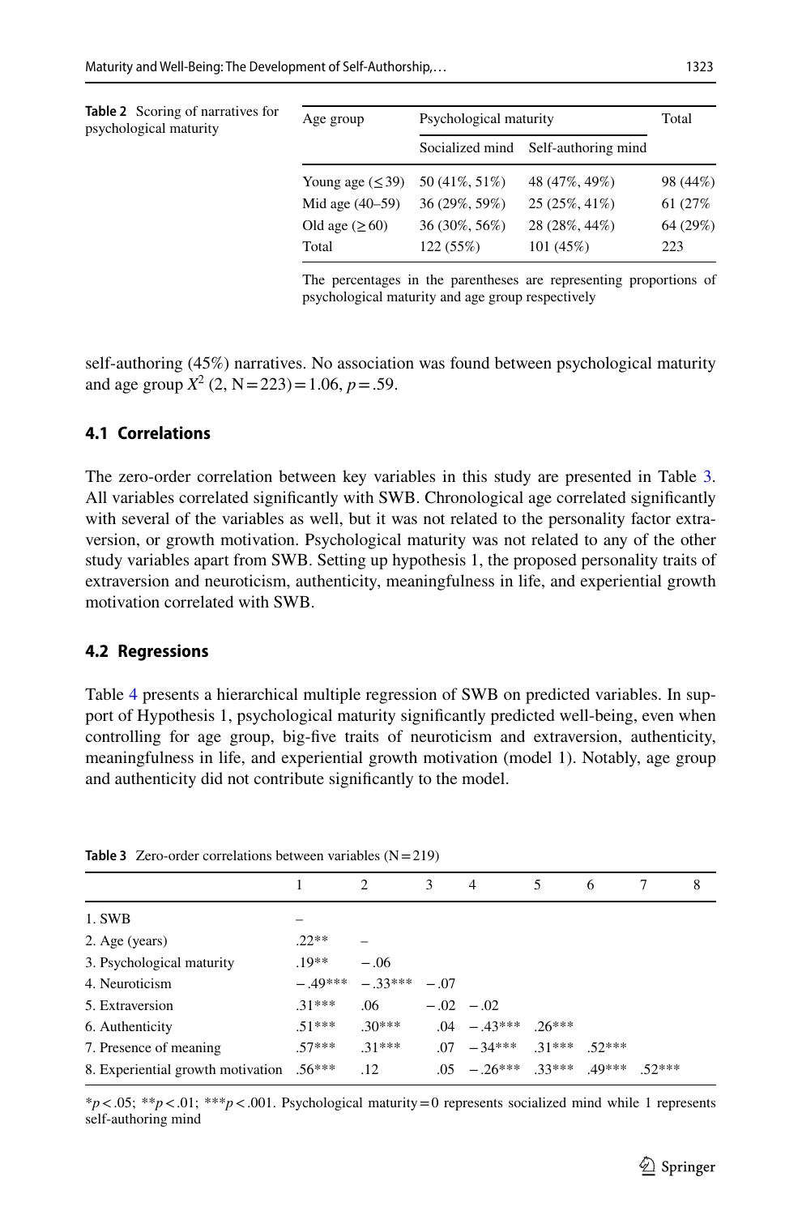**Table 2** Scoring of narratives for psychological maturity

| Age group | Psychological maturity | | Total |
|---|---|---|---|
| | Socialized mind | Self-authoring mind | |
| Young age (≤39) | 50 (41%, 51%) | 48 (47%, 49%) | 98 (44%) |
| Mid age (40–59) | 36 (29%, 59%) | 25 (25%, 41%) | 61 (27% |
| Old age (≥60) | 36 (30%, 56%) | 28 (28%, 44%) | 64 (29%) |
| Total | 122 (55%) | 101 (45%) | 223 |

The percentages in the parentheses are representing proportions of psychological maturity and age group respectively

self-authoring (45%) narratives. No association was found between psychological maturity and age group $X^2$ (2, N = 223) = 1.06, $p$ = .59.

### 4.1 Correlations

The zero-order correlation between key variables in this study are presented in Table 3. All variables correlated significantly with SWB. Chronological age correlated significantly with several of the variables as well, but it was not related to the personality factor extraversion, or growth motivation. Psychological maturity was not related to any of the other study variables apart from SWB. Setting up hypothesis 1, the proposed personality traits of extraversion and neuroticism, authenticity, meaningfulness in life, and experiential growth motivation correlated with SWB.

### 4.2 Regressions

Table 4 presents a hierarchical multiple regression of SWB on predicted variables. In support of Hypothesis 1, psychological maturity significantly predicted well-being, even when controlling for age group, big-five traits of neuroticism and extraversion, authenticity, meaningfulness in life, and experiential growth motivation (model 1). Notably, age group and authenticity did not contribute significantly to the model.

**Table 3** Zero-order correlations between variables (N = 219)

| | 1 | 2 | 3 | 4 | 5 | 6 | 7 | 8 |
|---|---|---|---|---|---|---|---|---|
| 1. SWB | – | | | | | | | |
| 2. Age (years) | .22** | – | | | | | | |
| 3. Psychological maturity | .19** | − .06 | | | | | | |
| 4. Neuroticism | − .49*** | − .33*** | − .07 | | | | | |
| 5. Extraversion | .31*** | .06 | − .02 | − .02 | | | | |
| 6. Authenticity | .51*** | .30*** | .04 | − .43*** | .26*** | | | |
| 7. Presence of meaning | .57*** | .31*** | .07 | − 34*** | .31*** | .52*** | | |
| 8. Experiential growth motivation | .56*** | .12 | .05 | − .26*** | .33*** | .49*** | .52*** | |

*$p$ < .05; **$p$ < .01; ***$p$ < .001. Psychological maturity = 0 represents socialized mind while 1 represents self-authoring mind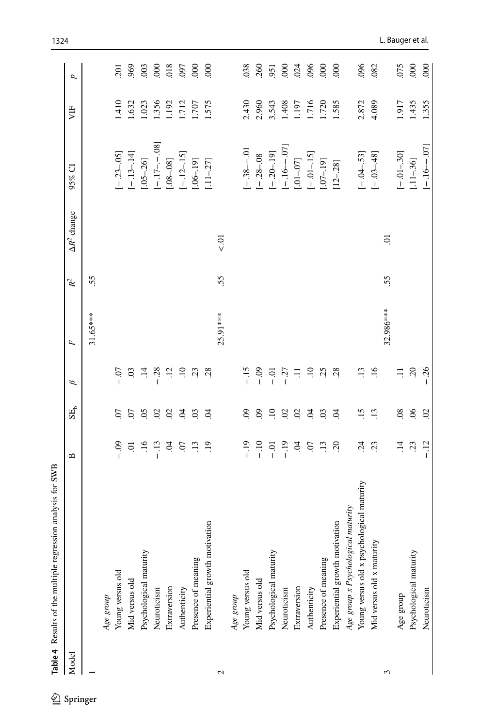**Table 4** Results of the multiple regression analysis for SWB

| Model | | B | $SE_b$ | $\beta$ | $F$ | $R^2$ | $\Delta R^2$ change | 95% CI | VIF | $p$ |
|---|---|---|---|---|---|---|---|---|---|---|
| 1 | | | | | 31.65*** | .55 | | | | |
| | *Age group* | | | | | | | | | |
| | Young versus old | − .09 | .07 | − .07 | | | | [− .23–.05] | 1.410 | .201 |
| | Mid versus old | .01 | .07 | .03 | | | | [− .13–.14] | 1.632 | .969 |
| | Psychological maturity | .16 | .05 | .14 | | | | [.05–.26] | 1.023 | .003 |
| | Neuroticism | − .13 | .02 | − .28 | | | | [− .17–− .08] | 1.356 | .000 |
| | Extraversion | .04 | .02 | .12 | | | | [.08–.08] | 1.192 | .018 |
| | Authenticity | .07 | .04 | .10 | | | | [− .12–.15] | 1.712 | .097 |
| | Presence of meaning | .13 | .03 | .23 | | | | [.06–.19] | 1.707 | .000 |
| | Experiential growth motivation | .19 | .04 | .28 | | | | [.11–.27] | 1.575 | .000 |
| 2 | | | | | 25.91*** | .55 | < .01 | | | |
| | *Age group* | | | | | | | | | |
| | Young versus old | − .19 | .09 | − .15 | | | | [− .38–− .01 | 2.430 | .038 |
| | Mid versus old | − .10 | .09 | − .09 | | | | [− .28–.08 | 2.960 | .260 |
| | Psychological maturity | − .01 | .10 | − .01 | | | | [− .20–.19] | 3.543 | .951 |
| | Neuroticism | − .19 | .02 | − .27 | | | | [− .16–− .07] | 1.408 | .000 |
| | Extraversion | .04 | .02 | .11 | | | | [.01–.07] | 1.197 | .024 |
| | Authenticity | .07 | .04 | .10 | | | | [− .01–.15] | 1.716 | .096 |
| | Presence of meaning | .13 | .03 | .25 | | | | [.07–.19] | 1.720 | .000 |
| | Experiential growth motivation | .20 | .04 | .28 | | | | [12–.28] | 1.585 | .000 |
| | *Age group x Psychological maturity* | | | | | | | | | |
| | Young versus old x psychological maturity | .24 | .15 | .13 | | | | [− .04–.53] | 2.872 | .096 |
| | Mid versus old x maturity | .23 | .13 | .16 | | | | [− .03–.48] | 4.089 | .082 |
| 3 | | | | | 32.986*** | .55 | .01 | | | |
| | Age group | .14 | .08 | .11 | | | | [− .01–.30] | 1.917 | .075 |
| | Psychological maturity | .23 | .06 | .20 | | | | [.11–.36] | 1.435 | .000 |
| | Neuroticism | − .12 | .02 | − .26 | | | | [− .16–− .07] | 1.355 | .000 |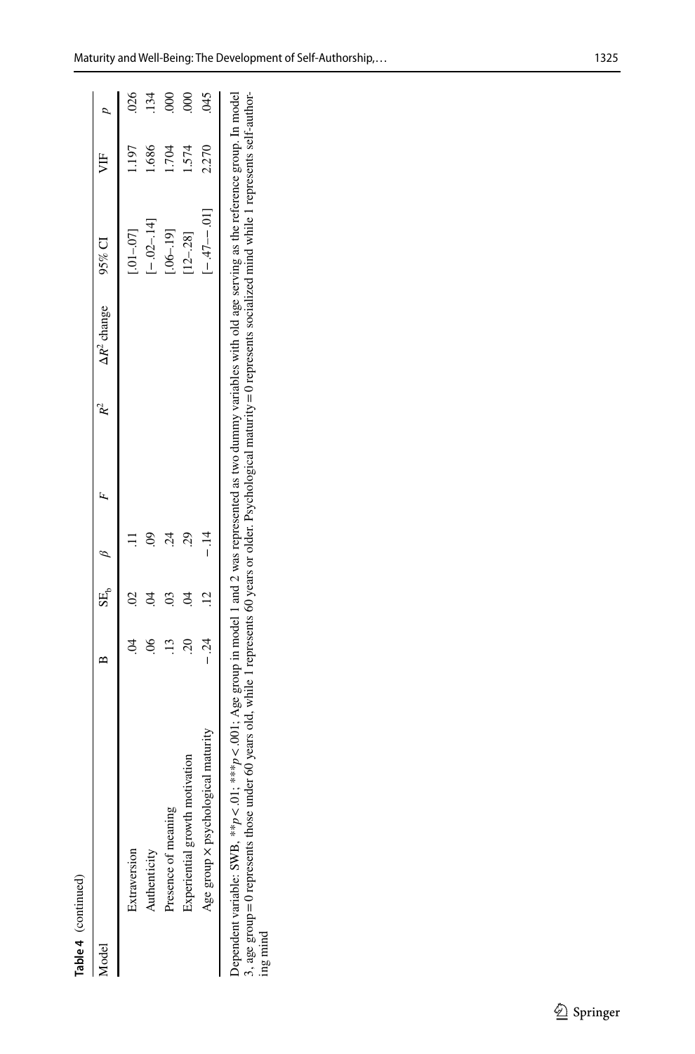**Table 4** (continued)

| Model | B | $SE_b$ | $\beta$ | F | $R^2$ | $\Delta R^2$ change | 95% CI | VIF | p |
|---|---|---|---|---|---|---|---|---|---|
| Extraversion | .04 | .02 | .11 | | | | [.01–.07] | 1.197 | .026 |
| Authenticity | .06 | .04 | .09 | | | | [−.02–.14] | 1.686 | .134 |
| Presence of meaning | .13 | .03 | .24 | | | | [.06–.19] | 1.704 | .000 |
| Experiential growth motivation | .20 | .04 | .29 | | | | [12–.28] | 1.574 | .000 |
| Age group × psychological maturity | −.24 | .12 | −.14 | | | | [−.47–−.01] | 2.270 | .045 |

Dependent variable: SWB, \*\*$p < .01$; \*\*\*$p < .001$; Age group in model 1 and 2 was represented as two dummy variables with old age serving as the reference group. In model 3, age group = 0 represents those under 60 years old, while 1 represents 60 years or older. Psychological maturity = 0 represents socialized mind while 1 represents self-authoring mind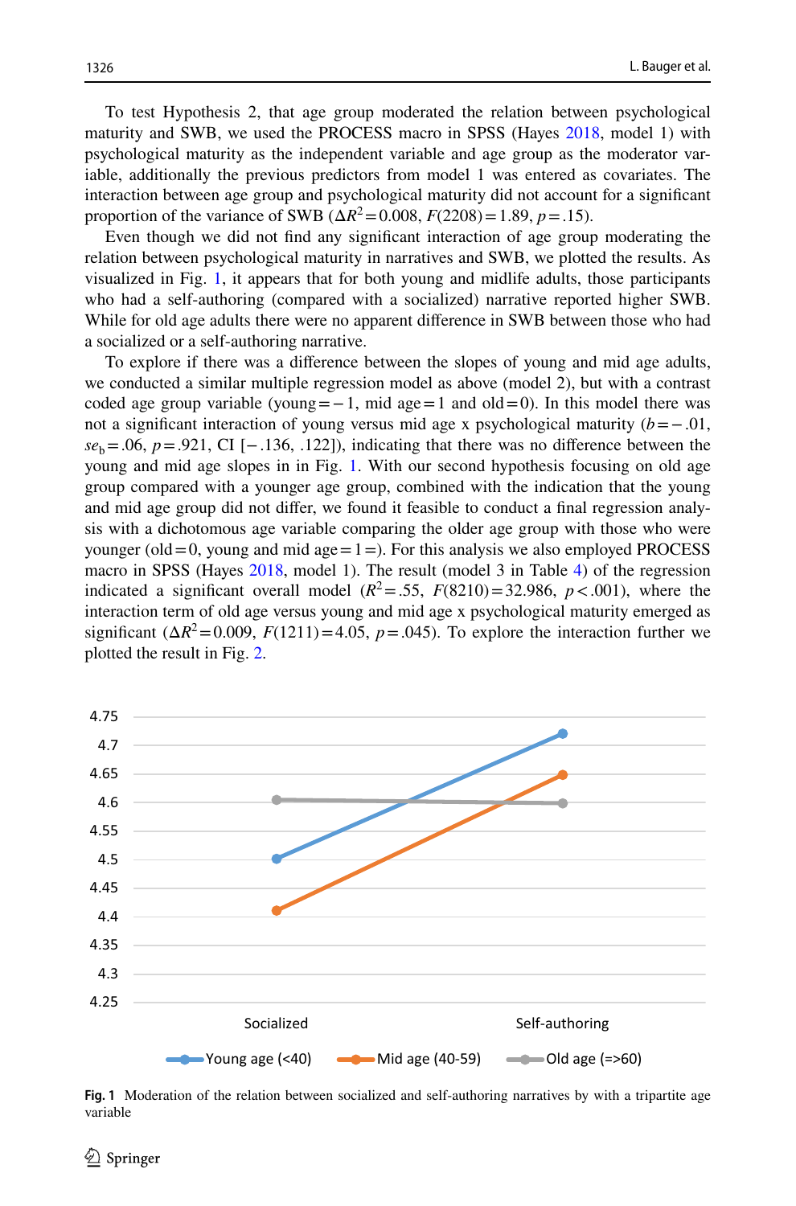To test Hypothesis 2, that age group moderated the relation between psychological maturity and SWB, we used the PROCESS macro in SPSS (Hayes 2018, model 1) with psychological maturity as the independent variable and age group as the moderator variable, additionally the previous predictors from model 1 was entered as covariates. The interaction between age group and psychological maturity did not account for a significant proportion of the variance of SWB ($\Delta R^2 = 0.008$, $F(2208) = 1.89$, $p = .15$).

Even though we did not find any significant interaction of age group moderating the relation between psychological maturity in narratives and SWB, we plotted the results. As visualized in Fig. 1, it appears that for both young and midlife adults, those participants who had a self-authoring (compared with a socialized) narrative reported higher SWB. While for old age adults there were no apparent difference in SWB between those who had a socialized or a self-authoring narrative.

To explore if there was a difference between the slopes of young and mid age adults, we conducted a similar multiple regression model as above (model 2), but with a contrast coded age group variable (young = −1, mid age = 1 and old = 0). In this model there was not a significant interaction of young versus mid age x psychological maturity ($b = -.01$, $se_b = .06$, $p = .921$, CI [−.136, .122]), indicating that there was no difference between the young and mid age slopes in in Fig. 1. With our second hypothesis focusing on old age group compared with a younger age group, combined with the indication that the young and mid age group did not differ, we found it feasible to conduct a final regression analysis with a dichotomous age variable comparing the older age group with those who were younger (old = 0, young and mid age = 1 =). For this analysis we also employed PROCESS macro in SPSS (Hayes 2018, model 1). The result (model 3 in Table 4) of the regression indicated a significant overall model ($R^2 = .55$, $F(8210) = 32.986$, $p < .001$), where the interaction term of old age versus young and mid age x psychological maturity emerged as significant ($\Delta R^2 = 0.009$, $F(1211) = 4.05$, $p = .045$). To explore the interaction further we plotted the result in Fig. 2.

**Fig. 1** Moderation of the relation between socialized and self-authoring narratives by with a tripartite age variable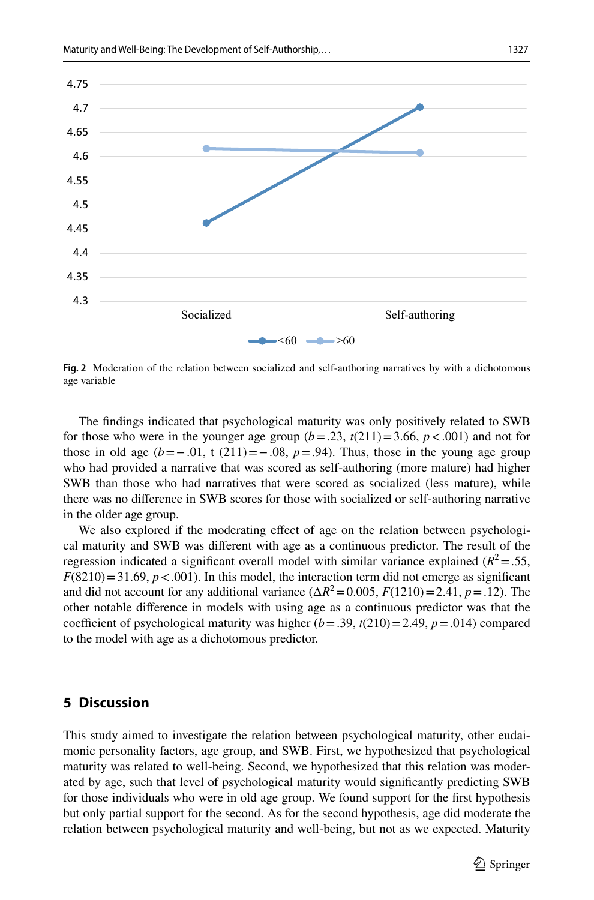Fig. 2 Moderation of the relation between socialized and self-authoring narratives by with a dichotomous age variable

The findings indicated that psychological maturity was only positively related to SWB for those who were in the younger age group ($b = .23$, $t(211) = 3.66$, $p < .001$) and not for those in old age ($b = -.01$, $t(211) = -.08$, $p = .94$). Thus, those in the young age group who had provided a narrative that was scored as self-authoring (more mature) had higher SWB than those who had narratives that were scored as socialized (less mature), while there was no difference in SWB scores for those with socialized or self-authoring narrative in the older age group.

We also explored if the moderating effect of age on the relation between psychological maturity and SWB was different with age as a continuous predictor. The result of the regression indicated a significant overall model with similar variance explained ($R^2 = .55$, $F(8210) = 31.69$, $p < .001$). In this model, the interaction term did not emerge as significant and did not account for any additional variance ($\Delta R^2 = 0.005$, $F(1210) = 2.41$, $p = .12$). The other notable difference in models with using age as a continuous predictor was that the coefficient of psychological maturity was higher ($b = .39$, $t(210) = 2.49$, $p = .014$) compared to the model with age as a dichotomous predictor.

## 5 Discussion

This study aimed to investigate the relation between psychological maturity, other eudaimonic personality factors, age group, and SWB. First, we hypothesized that psychological maturity was related to well-being. Second, we hypothesized that this relation was moderated by age, such that level of psychological maturity would significantly predicting SWB for those individuals who were in old age group. We found support for the first hypothesis but only partial support for the second. As for the second hypothesis, age did moderate the relation between psychological maturity and well-being, but not as we expected. Maturity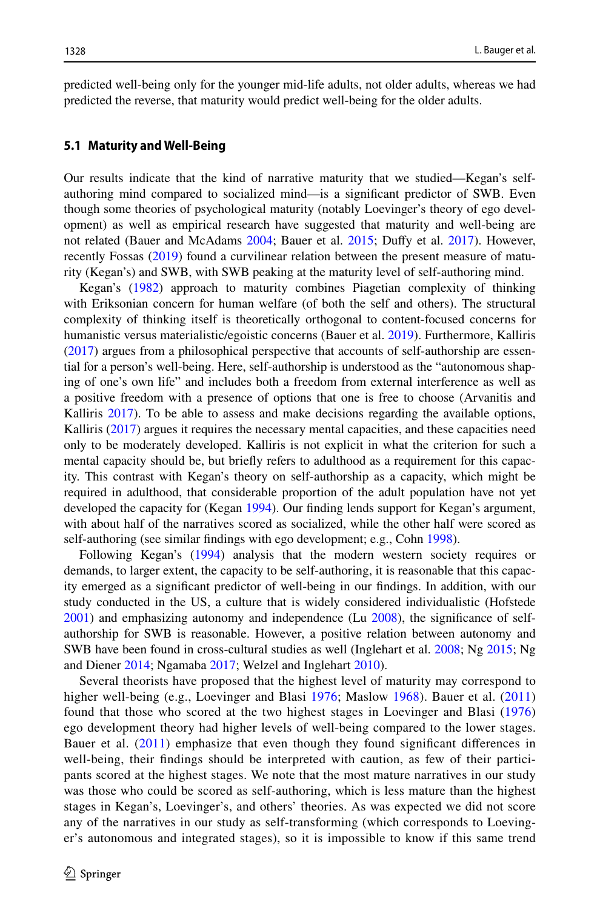predicted well-being only for the younger mid-life adults, not older adults, whereas we had predicted the reverse, that maturity would predict well-being for the older adults.

### 5.1 Maturity and Well-Being

Our results indicate that the kind of narrative maturity that we studied—Kegan's self-authoring mind compared to socialized mind—is a significant predictor of SWB. Even though some theories of psychological maturity (notably Loevinger's theory of ego development) as well as empirical research have suggested that maturity and well-being are not related (Bauer and McAdams 2004; Bauer et al. 2015; Duffy et al. 2017). However, recently Fossas (2019) found a curvilinear relation between the present measure of maturity (Kegan's) and SWB, with SWB peaking at the maturity level of self-authoring mind.

Kegan's (1982) approach to maturity combines Piagetian complexity of thinking with Eriksonian concern for human welfare (of both the self and others). The structural complexity of thinking itself is theoretically orthogonal to content-focused concerns for humanistic versus materialistic/egoistic concerns (Bauer et al. 2019). Furthermore, Kalliris (2017) argues from a philosophical perspective that accounts of self-authorship are essential for a person's well-being. Here, self-authorship is understood as the "autonomous shaping of one's own life" and includes both a freedom from external interference as well as a positive freedom with a presence of options that one is free to choose (Arvanitis and Kalliris 2017). To be able to assess and make decisions regarding the available options, Kalliris (2017) argues it requires the necessary mental capacities, and these capacities need only to be moderately developed. Kalliris is not explicit in what the criterion for such a mental capacity should be, but briefly refers to adulthood as a requirement for this capacity. This contrast with Kegan's theory on self-authorship as a capacity, which might be required in adulthood, that considerable proportion of the adult population have not yet developed the capacity for (Kegan 1994). Our finding lends support for Kegan's argument, with about half of the narratives scored as socialized, while the other half were scored as self-authoring (see similar findings with ego development; e.g., Cohn 1998).

Following Kegan's (1994) analysis that the modern western society requires or demands, to larger extent, the capacity to be self-authoring, it is reasonable that this capacity emerged as a significant predictor of well-being in our findings. In addition, with our study conducted in the US, a culture that is widely considered individualistic (Hofstede 2001) and emphasizing autonomy and independence (Lu 2008), the significance of self-authorship for SWB is reasonable. However, a positive relation between autonomy and SWB have been found in cross-cultural studies as well (Inglehart et al. 2008; Ng 2015; Ng and Diener 2014; Ngamaba 2017; Welzel and Inglehart 2010).

Several theorists have proposed that the highest level of maturity may correspond to higher well-being (e.g., Loevinger and Blasi 1976; Maslow 1968). Bauer et al. (2011) found that those who scored at the two highest stages in Loevinger and Blasi (1976) ego development theory had higher levels of well-being compared to the lower stages. Bauer et al. (2011) emphasize that even though they found significant differences in well-being, their findings should be interpreted with caution, as few of their participants scored at the highest stages. We note that the most mature narratives in our study was those who could be scored as self-authoring, which is less mature than the highest stages in Kegan's, Loevinger's, and others' theories. As was expected we did not score any of the narratives in our study as self-transforming (which corresponds to Loevinger's autonomous and integrated stages), so it is impossible to know if this same trend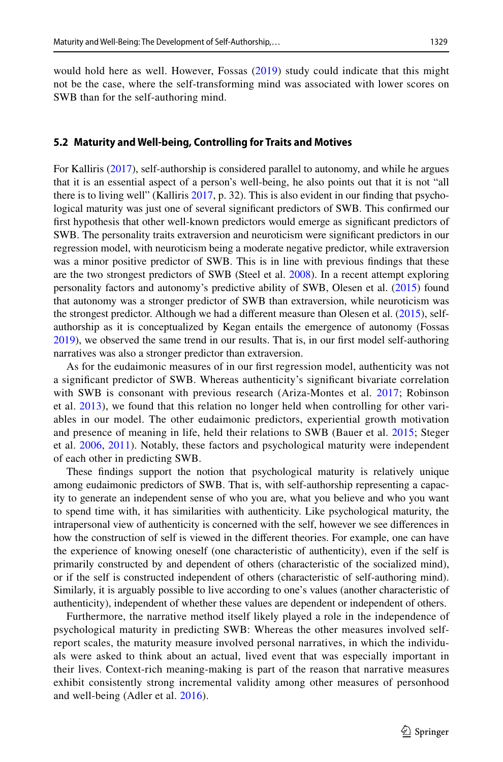would hold here as well. However, Fossas (2019) study could indicate that this might not be the case, where the self-transforming mind was associated with lower scores on SWB than for the self-authoring mind.

### 5.2 Maturity and Well-being, Controlling for Traits and Motives

For Kalliris (2017), self-authorship is considered parallel to autonomy, and while he argues that it is an essential aspect of a person's well-being, he also points out that it is not "all there is to living well" (Kalliris 2017, p. 32). This is also evident in our finding that psychological maturity was just one of several significant predictors of SWB. This confirmed our first hypothesis that other well-known predictors would emerge as significant predictors of SWB. The personality traits extraversion and neuroticism were significant predictors in our regression model, with neuroticism being a moderate negative predictor, while extraversion was a minor positive predictor of SWB. This is in line with previous findings that these are the two strongest predictors of SWB (Steel et al. 2008). In a recent attempt exploring personality factors and autonomy's predictive ability of SWB, Olesen et al. (2015) found that autonomy was a stronger predictor of SWB than extraversion, while neuroticism was the strongest predictor. Although we had a different measure than Olesen et al. (2015), self-authorship as it is conceptualized by Kegan entails the emergence of autonomy (Fossas 2019), we observed the same trend in our results. That is, in our first model self-authoring narratives was also a stronger predictor than extraversion.

As for the eudaimonic measures of in our first regression model, authenticity was not a significant predictor of SWB. Whereas authenticity's significant bivariate correlation with SWB is consonant with previous research (Ariza-Montes et al. 2017; Robinson et al. 2013), we found that this relation no longer held when controlling for other variables in our model. The other eudaimonic predictors, experiential growth motivation and presence of meaning in life, held their relations to SWB (Bauer et al. 2015; Steger et al. 2006, 2011). Notably, these factors and psychological maturity were independent of each other in predicting SWB.

These findings support the notion that psychological maturity is relatively unique among eudaimonic predictors of SWB. That is, with self-authorship representing a capacity to generate an independent sense of who you are, what you believe and who you want to spend time with, it has similarities with authenticity. Like psychological maturity, the intrapersonal view of authenticity is concerned with the self, however we see differences in how the construction of self is viewed in the different theories. For example, one can have the experience of knowing oneself (one characteristic of authenticity), even if the self is primarily constructed by and dependent of others (characteristic of the socialized mind), or if the self is constructed independent of others (characteristic of self-authoring mind). Similarly, it is arguably possible to live according to one's values (another characteristic of authenticity), independent of whether these values are dependent or independent of others.

Furthermore, the narrative method itself likely played a role in the independence of psychological maturity in predicting SWB: Whereas the other measures involved self-report scales, the maturity measure involved personal narratives, in which the individuals were asked to think about an actual, lived event that was especially important in their lives. Context-rich meaning-making is part of the reason that narrative measures exhibit consistently strong incremental validity among other measures of personhood and well-being (Adler et al. 2016).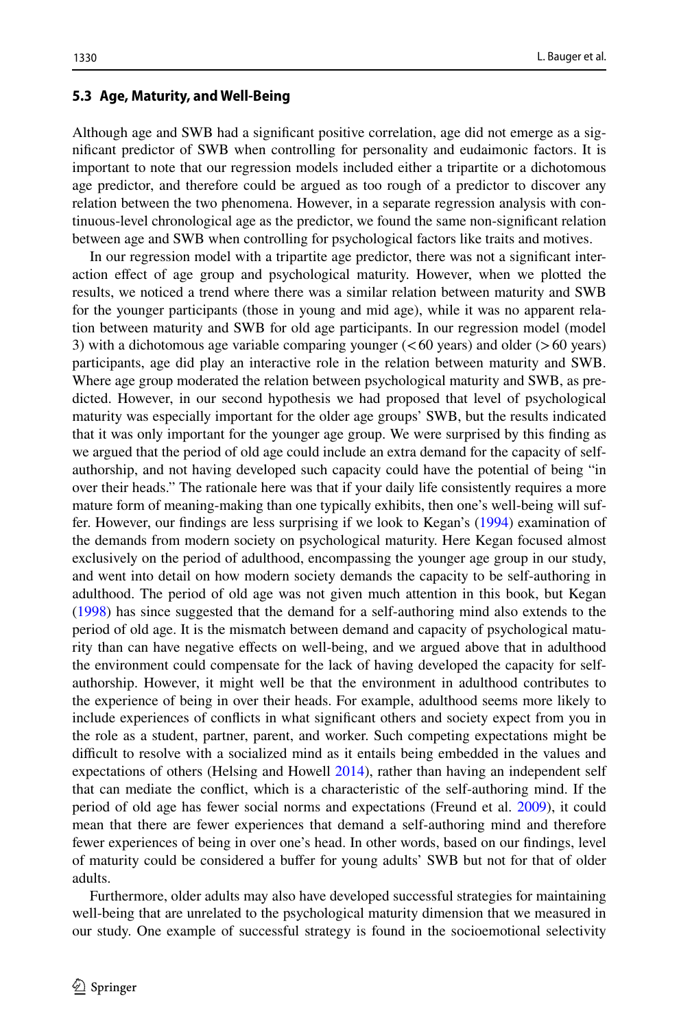### 5.3 Age, Maturity, and Well-Being

Although age and SWB had a significant positive correlation, age did not emerge as a significant predictor of SWB when controlling for personality and eudaimonic factors. It is important to note that our regression models included either a tripartite or a dichotomous age predictor, and therefore could be argued as too rough of a predictor to discover any relation between the two phenomena. However, in a separate regression analysis with continuous-level chronological age as the predictor, we found the same non-significant relation between age and SWB when controlling for psychological factors like traits and motives.

In our regression model with a tripartite age predictor, there was not a significant interaction effect of age group and psychological maturity. However, when we plotted the results, we noticed a trend where there was a similar relation between maturity and SWB for the younger participants (those in young and mid age), while it was no apparent relation between maturity and SWB for old age participants. In our regression model (model 3) with a dichotomous age variable comparing younger (< 60 years) and older (> 60 years) participants, age did play an interactive role in the relation between maturity and SWB. Where age group moderated the relation between psychological maturity and SWB, as predicted. However, in our second hypothesis we had proposed that level of psychological maturity was especially important for the older age groups' SWB, but the results indicated that it was only important for the younger age group. We were surprised by this finding as we argued that the period of old age could include an extra demand for the capacity of self-authorship, and not having developed such capacity could have the potential of being "in over their heads." The rationale here was that if your daily life consistently requires a more mature form of meaning-making than one typically exhibits, then one's well-being will suffer. However, our findings are less surprising if we look to Kegan's (1994) examination of the demands from modern society on psychological maturity. Here Kegan focused almost exclusively on the period of adulthood, encompassing the younger age group in our study, and went into detail on how modern society demands the capacity to be self-authoring in adulthood. The period of old age was not given much attention in this book, but Kegan (1998) has since suggested that the demand for a self-authoring mind also extends to the period of old age. It is the mismatch between demand and capacity of psychological maturity than can have negative effects on well-being, and we argued above that in adulthood the environment could compensate for the lack of having developed the capacity for self-authorship. However, it might well be that the environment in adulthood contributes to the experience of being in over their heads. For example, adulthood seems more likely to include experiences of conflicts in what significant others and society expect from you in the role as a student, partner, parent, and worker. Such competing expectations might be difficult to resolve with a socialized mind as it entails being embedded in the values and expectations of others (Helsing and Howell 2014), rather than having an independent self that can mediate the conflict, which is a characteristic of the self-authoring mind. If the period of old age has fewer social norms and expectations (Freund et al. 2009), it could mean that there are fewer experiences that demand a self-authoring mind and therefore fewer experiences of being in over one's head. In other words, based on our findings, level of maturity could be considered a buffer for young adults' SWB but not for that of older adults.

Furthermore, older adults may also have developed successful strategies for maintaining well-being that are unrelated to the psychological maturity dimension that we measured in our study. One example of successful strategy is found in the socioemotional selectivity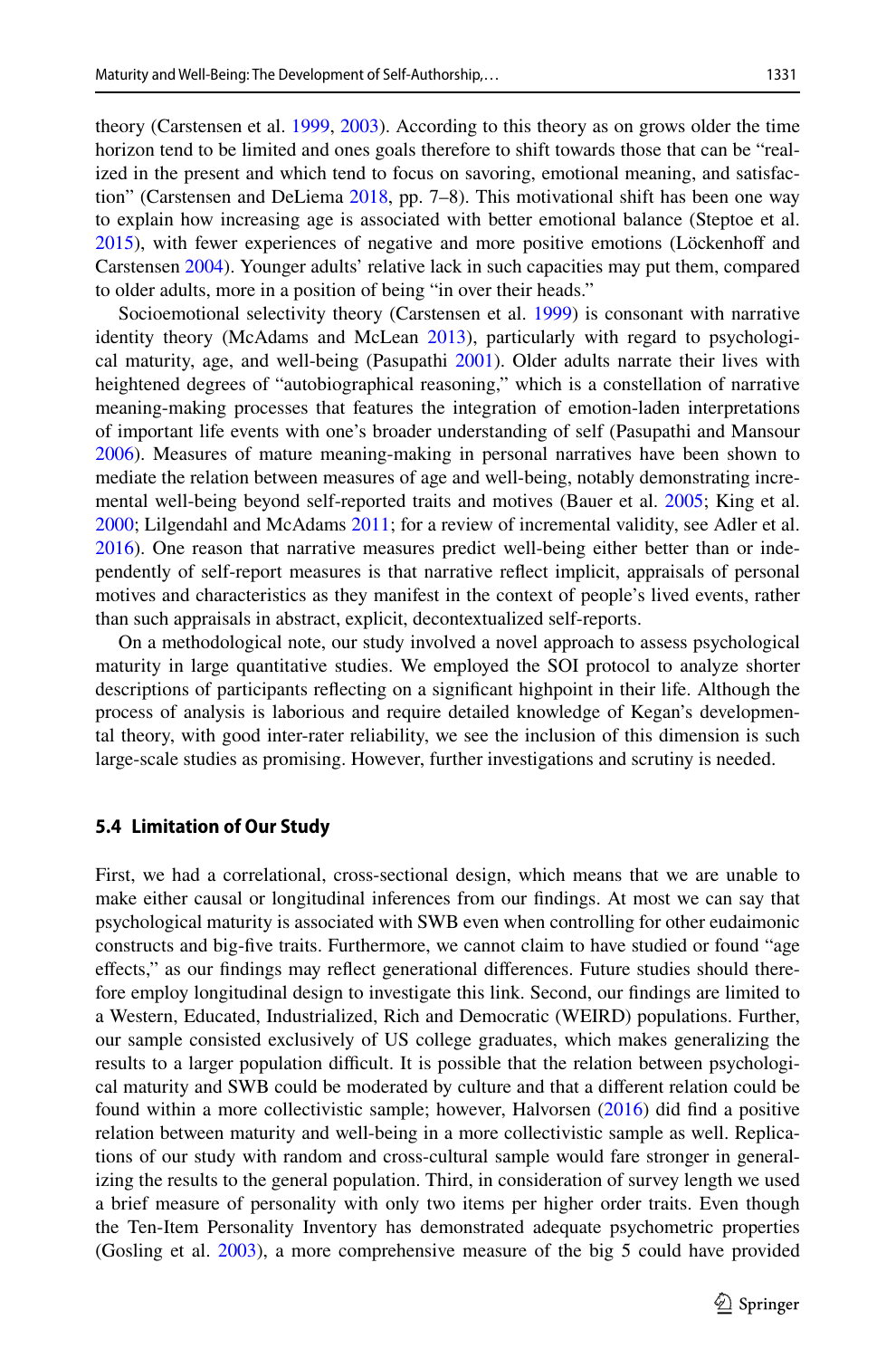theory (Carstensen et al. 1999, 2003). According to this theory as on grows older the time horizon tend to be limited and ones goals therefore to shift towards those that can be "realized in the present and which tend to focus on savoring, emotional meaning, and satisfaction" (Carstensen and DeLiema 2018, pp. 7–8). This motivational shift has been one way to explain how increasing age is associated with better emotional balance (Steptoe et al. 2015), with fewer experiences of negative and more positive emotions (Löckenhoff and Carstensen 2004). Younger adults' relative lack in such capacities may put them, compared to older adults, more in a position of being "in over their heads."

Socioemotional selectivity theory (Carstensen et al. 1999) is consonant with narrative identity theory (McAdams and McLean 2013), particularly with regard to psychological maturity, age, and well-being (Pasupathi 2001). Older adults narrate their lives with heightened degrees of "autobiographical reasoning," which is a constellation of narrative meaning-making processes that features the integration of emotion-laden interpretations of important life events with one's broader understanding of self (Pasupathi and Mansour 2006). Measures of mature meaning-making in personal narratives have been shown to mediate the relation between measures of age and well-being, notably demonstrating incremental well-being beyond self-reported traits and motives (Bauer et al. 2005; King et al. 2000; Lilgendahl and McAdams 2011; for a review of incremental validity, see Adler et al. 2016). One reason that narrative measures predict well-being either better than or independently of self-report measures is that narrative reflect implicit, appraisals of personal motives and characteristics as they manifest in the context of people's lived events, rather than such appraisals in abstract, explicit, decontextualized self-reports.

On a methodological note, our study involved a novel approach to assess psychological maturity in large quantitative studies. We employed the SOI protocol to analyze shorter descriptions of participants reflecting on a significant highpoint in their life. Although the process of analysis is laborious and require detailed knowledge of Kegan's developmental theory, with good inter-rater reliability, we see the inclusion of this dimension is such large-scale studies as promising. However, further investigations and scrutiny is needed.

### 5.4 Limitation of Our Study

First, we had a correlational, cross-sectional design, which means that we are unable to make either causal or longitudinal inferences from our findings. At most we can say that psychological maturity is associated with SWB even when controlling for other eudaimonic constructs and big-five traits. Furthermore, we cannot claim to have studied or found "age effects," as our findings may reflect generational differences. Future studies should therefore employ longitudinal design to investigate this link. Second, our findings are limited to a Western, Educated, Industrialized, Rich and Democratic (WEIRD) populations. Further, our sample consisted exclusively of US college graduates, which makes generalizing the results to a larger population difficult. It is possible that the relation between psychological maturity and SWB could be moderated by culture and that a different relation could be found within a more collectivistic sample; however, Halvorsen (2016) did find a positive relation between maturity and well-being in a more collectivistic sample as well. Replications of our study with random and cross-cultural sample would fare stronger in generalizing the results to the general population. Third, in consideration of survey length we used a brief measure of personality with only two items per higher order traits. Even though the Ten-Item Personality Inventory has demonstrated adequate psychometric properties (Gosling et al. 2003), a more comprehensive measure of the big 5 could have provided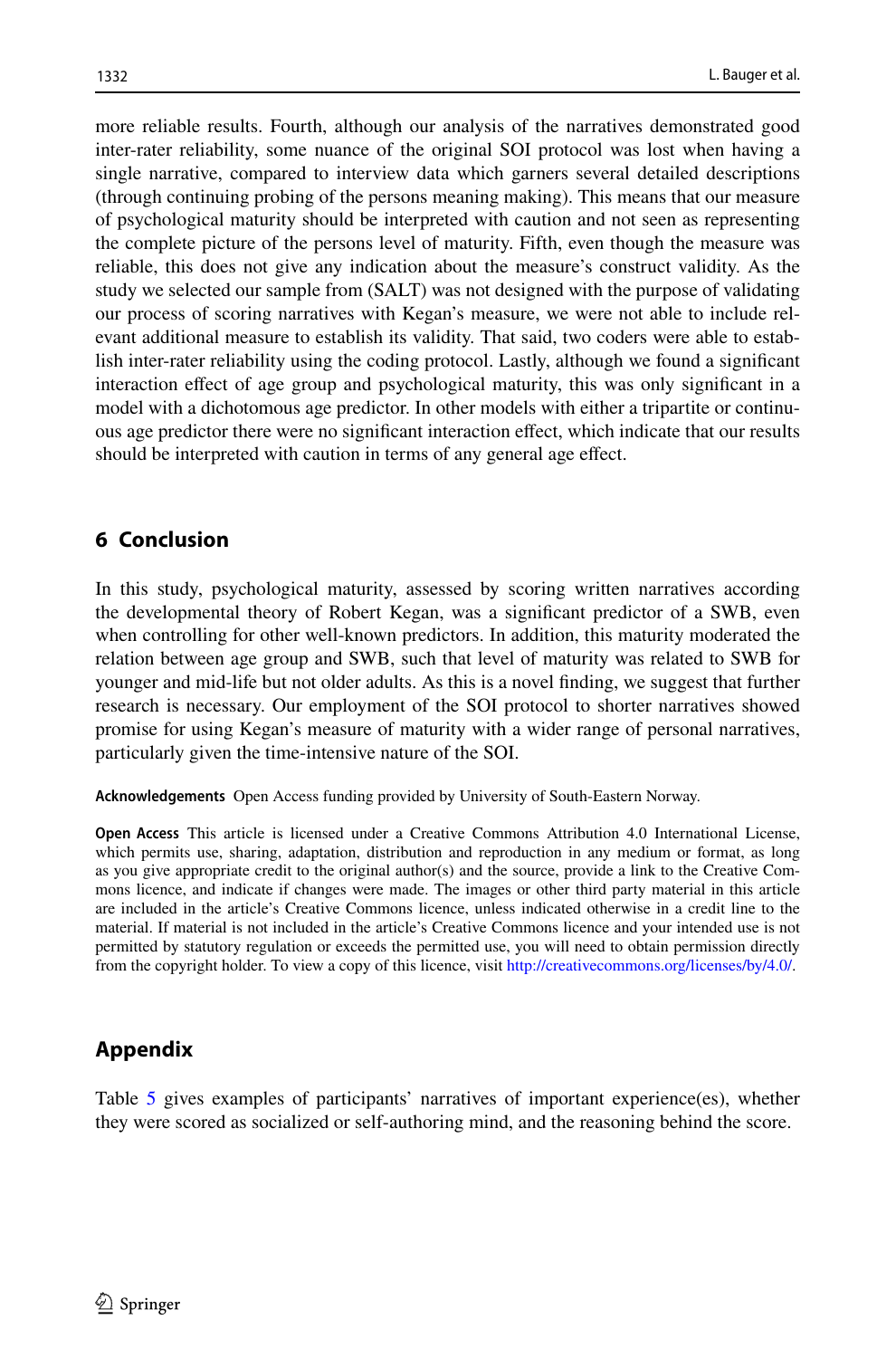more reliable results. Fourth, although our analysis of the narratives demonstrated good inter-rater reliability, some nuance of the original SOI protocol was lost when having a single narrative, compared to interview data which garners several detailed descriptions (through continuing probing of the persons meaning making). This means that our measure of psychological maturity should be interpreted with caution and not seen as representing the complete picture of the persons level of maturity. Fifth, even though the measure was reliable, this does not give any indication about the measure's construct validity. As the study we selected our sample from (SALT) was not designed with the purpose of validating our process of scoring narratives with Kegan's measure, we were not able to include relevant additional measure to establish its validity. That said, two coders were able to establish inter-rater reliability using the coding protocol. Lastly, although we found a significant interaction effect of age group and psychological maturity, this was only significant in a model with a dichotomous age predictor. In other models with either a tripartite or continuous age predictor there were no significant interaction effect, which indicate that our results should be interpreted with caution in terms of any general age effect.

## 6 Conclusion

In this study, psychological maturity, assessed by scoring written narratives according the developmental theory of Robert Kegan, was a significant predictor of a SWB, even when controlling for other well-known predictors. In addition, this maturity moderated the relation between age group and SWB, such that level of maturity was related to SWB for younger and mid-life but not older adults. As this is a novel finding, we suggest that further research is necessary. Our employment of the SOI protocol to shorter narratives showed promise for using Kegan's measure of maturity with a wider range of personal narratives, particularly given the time-intensive nature of the SOI.

**Acknowledgements** Open Access funding provided by University of South-Eastern Norway.

**Open Access** This article is licensed under a Creative Commons Attribution 4.0 International License, which permits use, sharing, adaptation, distribution and reproduction in any medium or format, as long as you give appropriate credit to the original author(s) and the source, provide a link to the Creative Commons licence, and indicate if changes were made. The images or other third party material in this article are included in the article's Creative Commons licence, unless indicated otherwise in a credit line to the material. If material is not included in the article's Creative Commons licence and your intended use is not permitted by statutory regulation or exceeds the permitted use, you will need to obtain permission directly from the copyright holder. To view a copy of this licence, visit http://creativecommons.org/licenses/by/4.0/.

## Appendix

Table 5 gives examples of participants' narratives of important experience(es), whether they were scored as socialized or self-authoring mind, and the reasoning behind the score.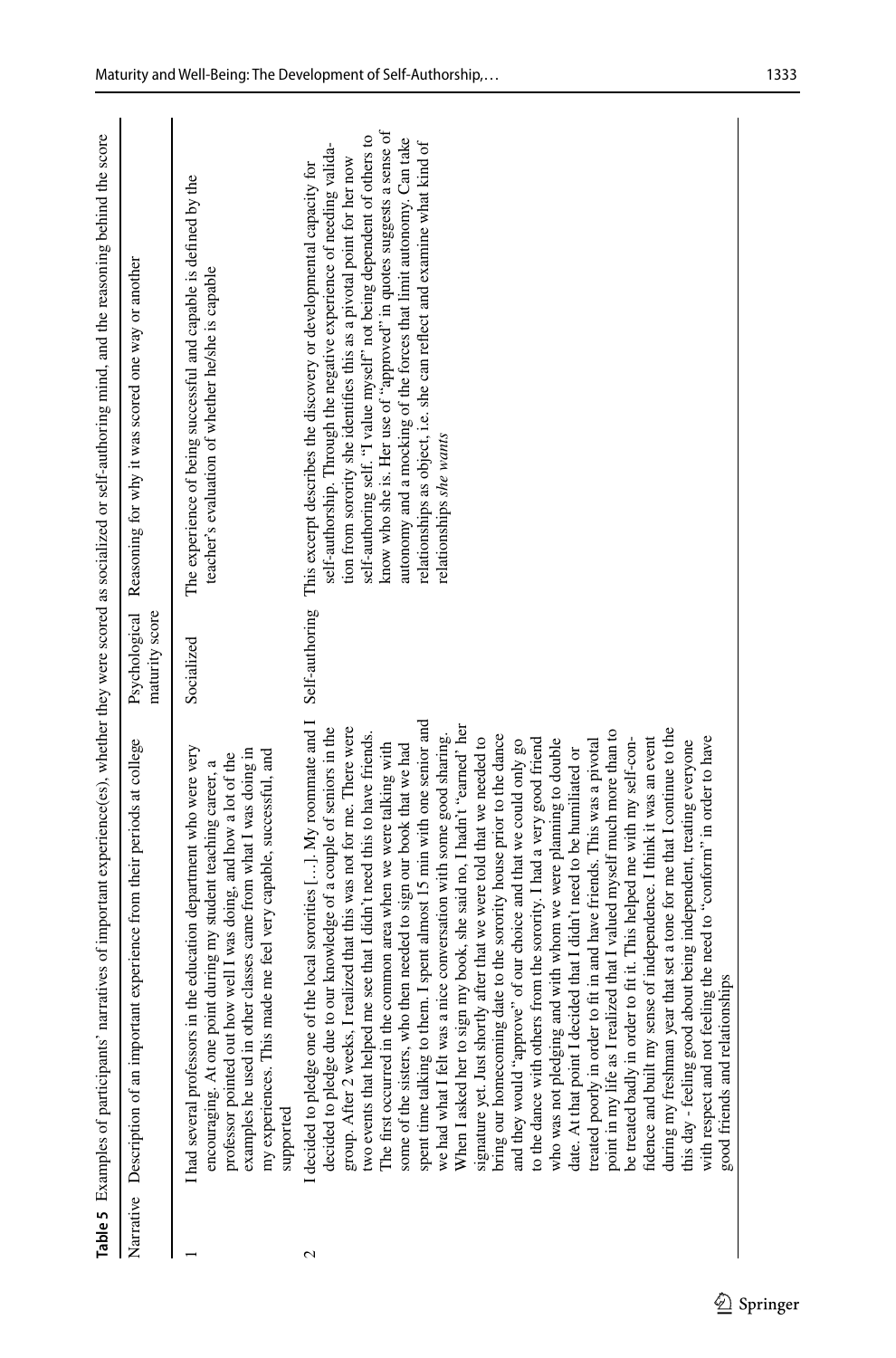**Table 5** Examples of participants' narratives of important experience(es), whether they were scored as socialized or self-authoring mind, and the reasoning behind the score

| Narrative | Description of an important experience from their periods at college | Psychological maturity score | Reasoning for why it was scored one way or another |
|---|---|---|---|
| 1 | I had several professors in the education department who were very encouraging. At one point during my student teaching career, a professor pointed out how well I was doing, and how a lot of the examples he used in other classes came from what I was doing in my experiences. This made me feel very capable, successful, and supported | Socialized | The experience of being successful and capable is defined by the teacher's evaluation of whether he/she is capable |
| 2 | I decided to pledge one of the local sororities […]. My roommate and I decided to pledge due to our knowledge of a couple of seniors in the group. After 2 weeks, I realized that this was not for me. There were two events that helped me see that I didn't need this to have friends. The first occurred in the common area when we were talking with some of the sisters, who then needed to sign our book that we had spent time talking to them. I spent almost 15 min with one senior and we had what I felt was a nice conversation with some good sharing. When I asked her to sign my book, she said no, I hadn't "earned" her signature yet. Just shortly after that we were told that we needed to bring our homecoming date to the sorority house prior to the dance and they would "approve" of our choice and that we could only go to the dance with others from the sorority. I had a very good friend who was not pledging and with whom we were planning to double date. At that point I decided that I didn't need to be humiliated or treated poorly in order to fit in and have friends. This was a pivotal point in my life as I realized that I valued myself much more than to be treated badly in order to fit it. This helped me with my self-confidence and built my sense of independence. I think it was an event during my freshman year that set a tone for me that I continue to the this day - feeling good about being independent, treating everyone with respect and not feeling the need to "conform" in order to have good friends and relationships | Self-authoring | This excerpt describes the discovery or developmental capacity for self-authorship. Through the negative experience of needing validation from sorority she identifies this as a pivotal point for her now self-authoring self. "I value myself" not being dependent of others to know who she is. Her use of "approved" in quotes suggests a sense of autonomy and a mocking of the forces that limit autonomy. Can take relationships as object, i.e. she can reflect and examine what kind of relationships *she wants* |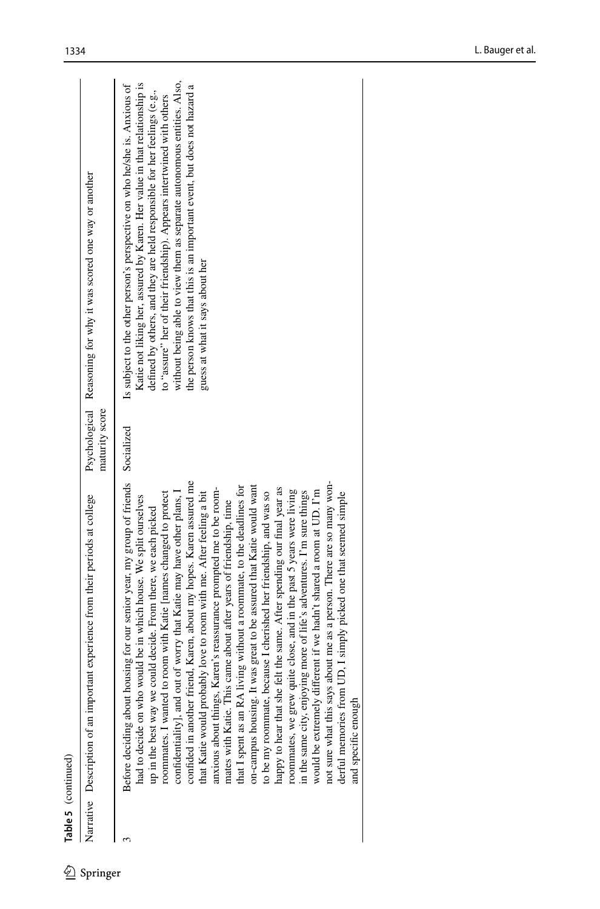**Table 5** (continued)

| Narrative | Description of an important experience from their periods at college | Psychological maturity score | Reasoning for why it was scored one way or another |
|---|---|---|---|
| 3 | Before deciding about housing for our senior year, my group of friends had to decide on who would be in which house. We split ourselves up in the best way we could decide. From there, we each picked roommates. I wanted to room with Katie [names changed to protect confidentiality], and out of worry that Katie may have other plans, I confided in another friend, Karen, about my hopes. Karen assured me that Katie would probably love to room with me. After feeling a bit anxious about things, Karen's reassurance prompted me to be roommates with Katie. This came about after years of friendship, time that I spent as an RA living without a roommate, to the deadlines for on-campus housing. It was great to be assured that Katie would want to be my roommate, because I cherished her friendship, and was so happy to hear that she felt the same. After spending our final year as roommates, we grew quite close, and in the past 5 years were living in the same city, enjoying more of life's adventures. I'm sure things would be extremely different if we hadn't shared a room at UD. I'm not sure what this says about me as a person. There are so many wonderful memories from UD, I simply picked one that seemed simple and specific enough | Socialized | Is subject to the other person's perspective on who he/she is. Anxious of Katie not liking her, assured by Karen. Her value in that relationship is defined by others, and they are held responsible for her feelings (e.g., to "assure" her of their friendship). Appears intertwined with others without being able to view them as separate autonomous entities. Also, the person knows that this is an important event, but does not hazard a guess at what it says about her |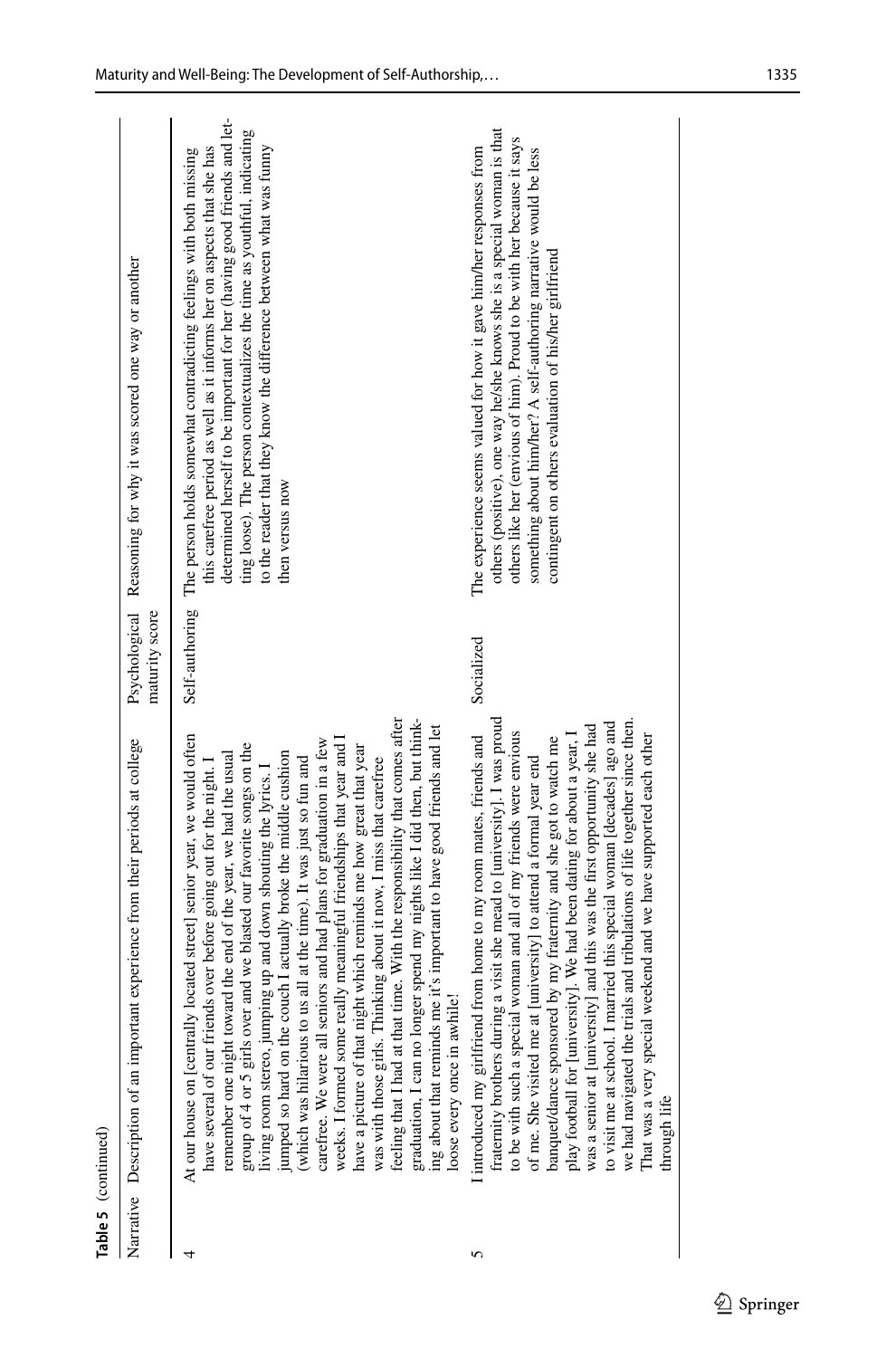**Table 5** (continued)

| Narrative | Description of an important experience from their periods at college | Psychological maturity score | Reasoning for why it was scored one way or another |
|---|---|---|---|
| 4 | At our house on [centrally located street] senior year, we would often have several of our friends over before going out for the night. I remember one night toward the end of the year, we had the usual group of 4 or 5 girls over and we blasted our favorite songs on the living room stereo, jumping up and down shouting the lyrics. I jumped so hard on the couch I actually broke the middle cushion (which was hilarious to us all at the time). It was just so fun and carefree. We were all seniors and had plans for graduation in a few weeks. I formed some really meaningful friendships that year and I have a picture of that night which reminds me how great that year was with those girls. Thinking about it now, I miss that carefree feeling that I had at that time. With the responsibility that comes after graduation, I can no longer spend my nights like I did then, but thinking about that reminds me it's important to have good friends and let loose every once in awhile! | Self-authoring | The person holds somewhat contradicting feelings with both missing this carefree period as well as it informs her on aspects that she has determined herself to be important for her (having good friends and letting loose). The person contextualizes the time as youthful, indicating to the reader that they know the difference between what was funny then versus now |
| 5 | I introduced my girlfriend from home to my room mates, friends and fraternity brothers during a visit she mead to [university]. I was proud to be with such a special woman and all of my friends were envious of me. She visited me at [university] to attend a formal year end banquet/dance sponsored by my fraternity and she got to watch me play football for [university]. We had been dating for about a year, I was a senior at [university] and this was the first opportunity she had to visit me at school. I married this special woman [decades] ago and we had navigated the trials and tribulations of life together since then. That was a very special weekend and we have supported each other through life | Socialized | The experience seems valued for how it gave him/her responses from others (positive), one way he/she knows she is a special woman is that others like her (envious of him). Proud to be with her because it says something about him/her? A self-authoring narrative would be less contingent on others evaluation of his/her girlfriend |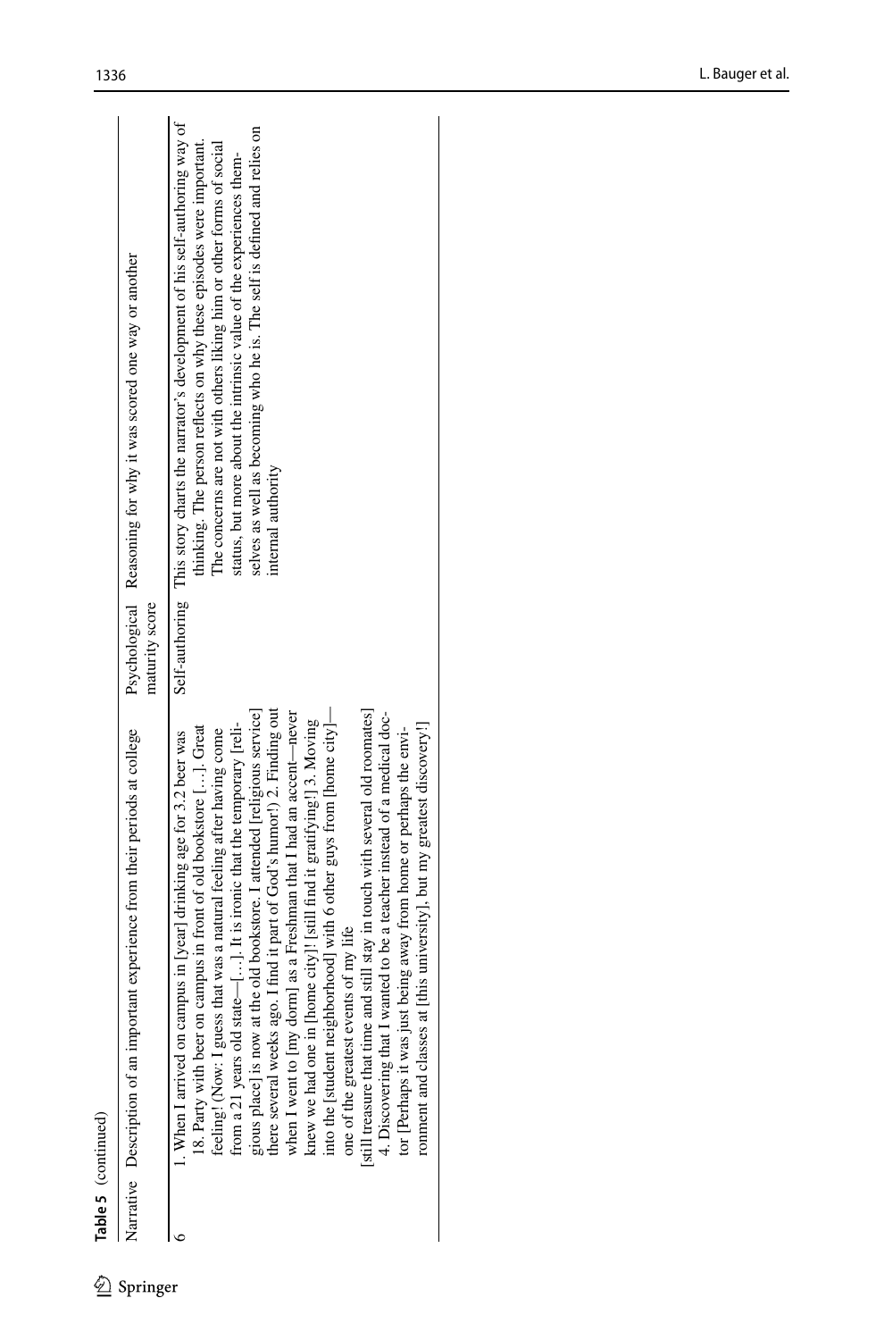**Table 5** (continued)

| Narrative | Description of an important experience from their periods at college | Psychological maturity score | Reasoning for why it was scored one way or another |
|---|---|---|---|
| 6 | 1. When I arrived on campus in [year] drinking age for 3.2 beer was 18. Party with beer on campus in front of old bookstore […]. Great feeling! (Now: I guess that was a natural feeling after having come from a 21 years old state—[…]. It is ironic that the temporary [religious place] is now at the old bookstore. I attended [religious service] there several weeks ago. I find it part of God's humor!) 2. Finding out when I went to [my dorm] as a Freshman that I had an accent—never knew we had one in [home city]! [still find it gratifying!] 3. Moving into the [student neighborhood] with 6 other guys from [home city]—one of the greatest events of my life [still treasure that time and still stay in touch with several old roomates] 4. Discovering that I wanted to be a teacher instead of a medical doctor [Perhaps it was just being away from home or perhaps the environment and classes at [this university], but my greatest discovery!] | Self-authoring | This story charts the narrator's development of his self-authoring way of thinking. The person reflects on why these episodes were important. The concerns are not with others liking him or other forms of social status, but more about the intrinsic value of the experiences themselves as well as becoming who he is. The self is defined and relies on internal authority |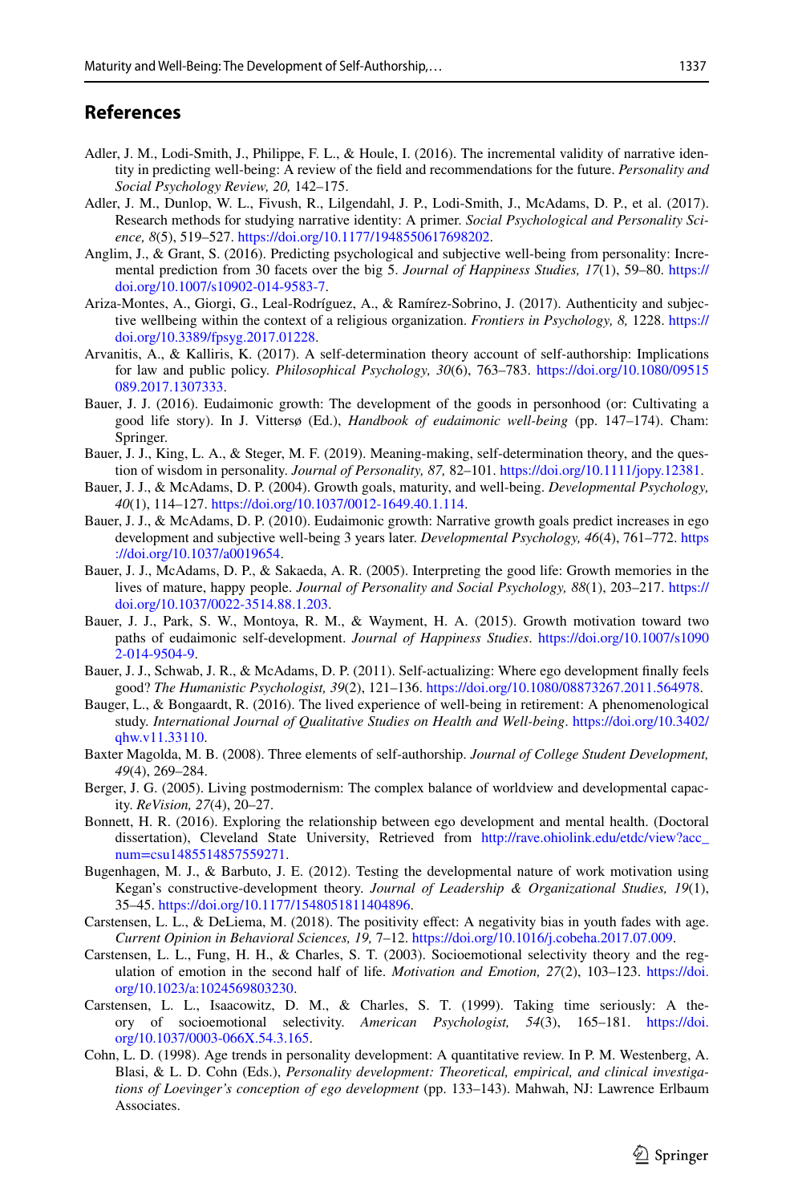## References

Adler, J. M., Lodi-Smith, J., Philippe, F. L., & Houle, I. (2016). The incremental validity of narrative identity in predicting well-being: A review of the field and recommendations for the future. *Personality and Social Psychology Review, 20,* 142–175.

Adler, J. M., Dunlop, W. L., Fivush, R., Lilgendahl, J. P., Lodi-Smith, J., McAdams, D. P., et al. (2017). Research methods for studying narrative identity: A primer. *Social Psychological and Personality Science, 8*(5), 519–527. https://doi.org/10.1177/1948550617698202.

Anglim, J., & Grant, S. (2016). Predicting psychological and subjective well-being from personality: Incremental prediction from 30 facets over the big 5. *Journal of Happiness Studies, 17*(1), 59–80. https://doi.org/10.1007/s10902-014-9583-7.

Ariza-Montes, A., Giorgi, G., Leal-Rodríguez, A., & Ramírez-Sobrino, J. (2017). Authenticity and subjective wellbeing within the context of a religious organization. *Frontiers in Psychology, 8,* 1228. https://doi.org/10.3389/fpsyg.2017.01228.

Arvanitis, A., & Kalliris, K. (2017). A self-determination theory account of self-authorship: Implications for law and public policy. *Philosophical Psychology, 30*(6), 763–783. https://doi.org/10.1080/09515089.2017.1307333.

Bauer, J. J. (2016). Eudaimonic growth: The development of the goods in personhood (or: Cultivating a good life story). In J. Vittersø (Ed.), *Handbook of eudaimonic well-being* (pp. 147–174). Cham: Springer.

Bauer, J. J., King, L. A., & Steger, M. F. (2019). Meaning-making, self-determination theory, and the question of wisdom in personality. *Journal of Personality, 87,* 82–101. https://doi.org/10.1111/jopy.12381.

Bauer, J. J., & McAdams, D. P. (2004). Growth goals, maturity, and well-being. *Developmental Psychology, 40*(1), 114–127. https://doi.org/10.1037/0012-1649.40.1.114.

Bauer, J. J., & McAdams, D. P. (2010). Eudaimonic growth: Narrative growth goals predict increases in ego development and subjective well-being 3 years later. *Developmental Psychology, 46*(4), 761–772. https://doi.org/10.1037/a0019654.

Bauer, J. J., McAdams, D. P., & Sakaeda, A. R. (2005). Interpreting the good life: Growth memories in the lives of mature, happy people. *Journal of Personality and Social Psychology, 88*(1), 203–217. https://doi.org/10.1037/0022-3514.88.1.203.

Bauer, J. J., Park, S. W., Montoya, R. M., & Wayment, H. A. (2015). Growth motivation toward two paths of eudaimonic self-development. *Journal of Happiness Studies*. https://doi.org/10.1007/s10902-014-9504-9.

Bauer, J. J., Schwab, J. R., & McAdams, D. P. (2011). Self-actualizing: Where ego development finally feels good? *The Humanistic Psychologist, 39*(2), 121–136. https://doi.org/10.1080/08873267.2011.564978.

Bauger, L., & Bongaardt, R. (2016). The lived experience of well-being in retirement: A phenomenological study. *International Journal of Qualitative Studies on Health and Well-being*. https://doi.org/10.3402/qhw.v11.33110.

Baxter Magolda, M. B. (2008). Three elements of self-authorship. *Journal of College Student Development, 49*(4), 269–284.

Berger, J. G. (2005). Living postmodernism: The complex balance of worldview and developmental capacity. *ReVision, 27*(4), 20–27.

Bonnett, H. R. (2016). Exploring the relationship between ego development and mental health. (Doctoral dissertation), Cleveland State University, Retrieved from http://rave.ohiolink.edu/etdc/view?acc_num=csu1485514857559271.

Bugenhagen, M. J., & Barbuto, J. E. (2012). Testing the developmental nature of work motivation using Kegan's constructive-development theory. *Journal of Leadership & Organizational Studies, 19*(1), 35–45. https://doi.org/10.1177/1548051811404896.

Carstensen, L. L., & DeLiema, M. (2018). The positivity effect: A negativity bias in youth fades with age. *Current Opinion in Behavioral Sciences, 19,* 7–12. https://doi.org/10.1016/j.cobeha.2017.07.009.

Carstensen, L. L., Fung, H. H., & Charles, S. T. (2003). Socioemotional selectivity theory and the regulation of emotion in the second half of life. *Motivation and Emotion, 27*(2), 103–123. https://doi.org/10.1023/a:1024569803230.

Carstensen, L. L., Isaacowitz, D. M., & Charles, S. T. (1999). Taking time seriously: A theory of socioemotional selectivity. *American Psychologist, 54*(3), 165–181. https://doi.org/10.1037/0003-066X.54.3.165.

Cohn, L. D. (1998). Age trends in personality development: A quantitative review. In P. M. Westenberg, A. Blasi, & L. D. Cohn (Eds.), *Personality development: Theoretical, empirical, and clinical investigations of Loevinger's conception of ego development* (pp. 133–143). Mahwah, NJ: Lawrence Erlbaum Associates.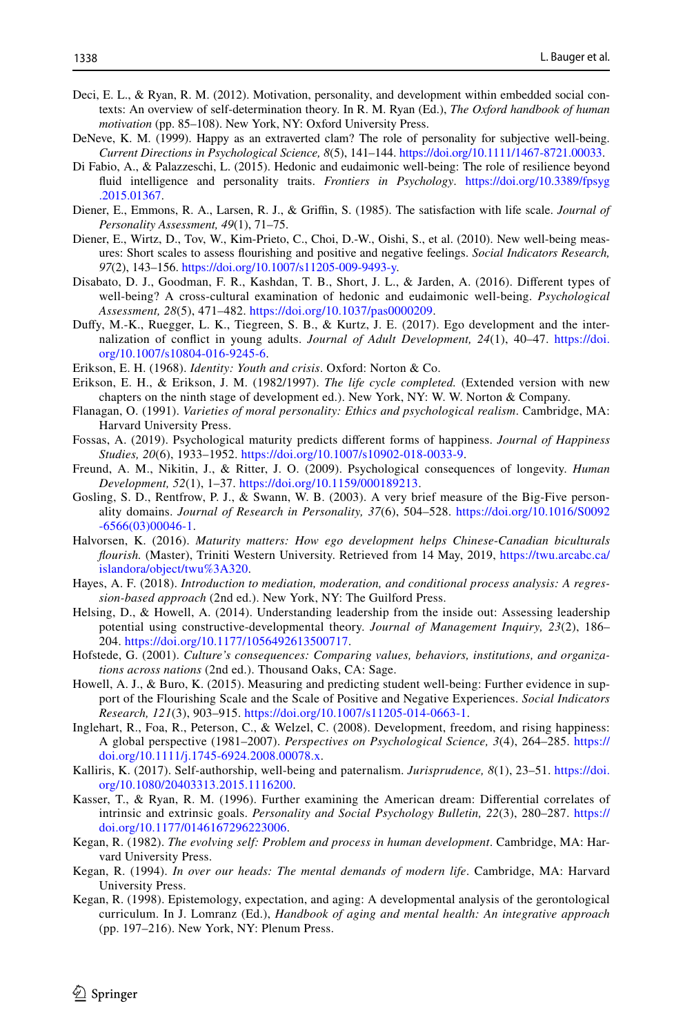Deci, E. L., & Ryan, R. M. (2012). Motivation, personality, and development within embedded social contexts: An overview of self-determination theory. In R. M. Ryan (Ed.), *The Oxford handbook of human motivation* (pp. 85–108). New York, NY: Oxford University Press.

DeNeve, K. M. (1999). Happy as an extraverted clam? The role of personality for subjective well-being. *Current Directions in Psychological Science, 8*(5), 141–144. https://doi.org/10.1111/1467-8721.00033.

Di Fabio, A., & Palazzeschi, L. (2015). Hedonic and eudaimonic well-being: The role of resilience beyond fluid intelligence and personality traits. *Frontiers in Psychology*. https://doi.org/10.3389/fpsyg.2015.01367.

Diener, E., Emmons, R. A., Larsen, R. J., & Griffin, S. (1985). The satisfaction with life scale. *Journal of Personality Assessment, 49*(1), 71–75.

Diener, E., Wirtz, D., Tov, W., Kim-Prieto, C., Choi, D.-W., Oishi, S., et al. (2010). New well-being measures: Short scales to assess flourishing and positive and negative feelings. *Social Indicators Research, 97*(2), 143–156. https://doi.org/10.1007/s11205-009-9493-y.

Disabato, D. J., Goodman, F. R., Kashdan, T. B., Short, J. L., & Jarden, A. (2016). Different types of well-being? A cross-cultural examination of hedonic and eudaimonic well-being. *Psychological Assessment, 28*(5), 471–482. https://doi.org/10.1037/pas0000209.

Duffy, M.-K., Ruegger, L. K., Tiegreen, S. B., & Kurtz, J. E. (2017). Ego development and the internalization of conflict in young adults. *Journal of Adult Development, 24*(1), 40–47. https://doi.org/10.1007/s10804-016-9245-6.

Erikson, E. H. (1968). *Identity: Youth and crisis*. Oxford: Norton & Co.

Erikson, E. H., & Erikson, J. M. (1982/1997). *The life cycle completed.* (Extended version with new chapters on the ninth stage of development ed.). New York, NY: W. W. Norton & Company.

Flanagan, O. (1991). *Varieties of moral personality: Ethics and psychological realism*. Cambridge, MA: Harvard University Press.

Fossas, A. (2019). Psychological maturity predicts different forms of happiness. *Journal of Happiness Studies, 20*(6), 1933–1952. https://doi.org/10.1007/s10902-018-0033-9.

Freund, A. M., Nikitin, J., & Ritter, J. O. (2009). Psychological consequences of longevity. *Human Development, 52*(1), 1–37. https://doi.org/10.1159/000189213.

Gosling, S. D., Rentfrow, P. J., & Swann, W. B. (2003). A very brief measure of the Big-Five personality domains. *Journal of Research in Personality, 37*(6), 504–528. https://doi.org/10.1016/S0092-6566(03)00046-1.

Halvorsen, K. (2016). *Maturity matters: How ego development helps Chinese-Canadian biculturals flourish.* (Master), Triniti Western University. Retrieved from 14 May, 2019, https://twu.arcabc.ca/islandora/object/twu%3A320.

Hayes, A. F. (2018). *Introduction to mediation, moderation, and conditional process analysis: A regression-based approach* (2nd ed.). New York, NY: The Guilford Press.

Helsing, D., & Howell, A. (2014). Understanding leadership from the inside out: Assessing leadership potential using constructive-developmental theory. *Journal of Management Inquiry, 23*(2), 186–204. https://doi.org/10.1177/1056492613500717.

Hofstede, G. (2001). *Culture's consequences: Comparing values, behaviors, institutions, and organizations across nations* (2nd ed.). Thousand Oaks, CA: Sage.

Howell, A. J., & Buro, K. (2015). Measuring and predicting student well-being: Further evidence in support of the Flourishing Scale and the Scale of Positive and Negative Experiences. *Social Indicators Research, 121*(3), 903–915. https://doi.org/10.1007/s11205-014-0663-1.

Inglehart, R., Foa, R., Peterson, C., & Welzel, C. (2008). Development, freedom, and rising happiness: A global perspective (1981–2007). *Perspectives on Psychological Science, 3*(4), 264–285. https://doi.org/10.1111/j.1745-6924.2008.00078.x.

Kalliris, K. (2017). Self-authorship, well-being and paternalism. *Jurisprudence, 8*(1), 23–51. https://doi.org/10.1080/20403313.2015.1116200.

Kasser, T., & Ryan, R. M. (1996). Further examining the American dream: Differential correlates of intrinsic and extrinsic goals. *Personality and Social Psychology Bulletin, 22*(3), 280–287. https://doi.org/10.1177/0146167296223006.

Kegan, R. (1982). *The evolving self: Problem and process in human development*. Cambridge, MA: Harvard University Press.

Kegan, R. (1994). *In over our heads: The mental demands of modern life*. Cambridge, MA: Harvard University Press.

Kegan, R. (1998). Epistemology, expectation, and aging: A developmental analysis of the gerontological curriculum. In J. Lomranz (Ed.), *Handbook of aging and mental health: An integrative approach* (pp. 197–216). New York, NY: Plenum Press.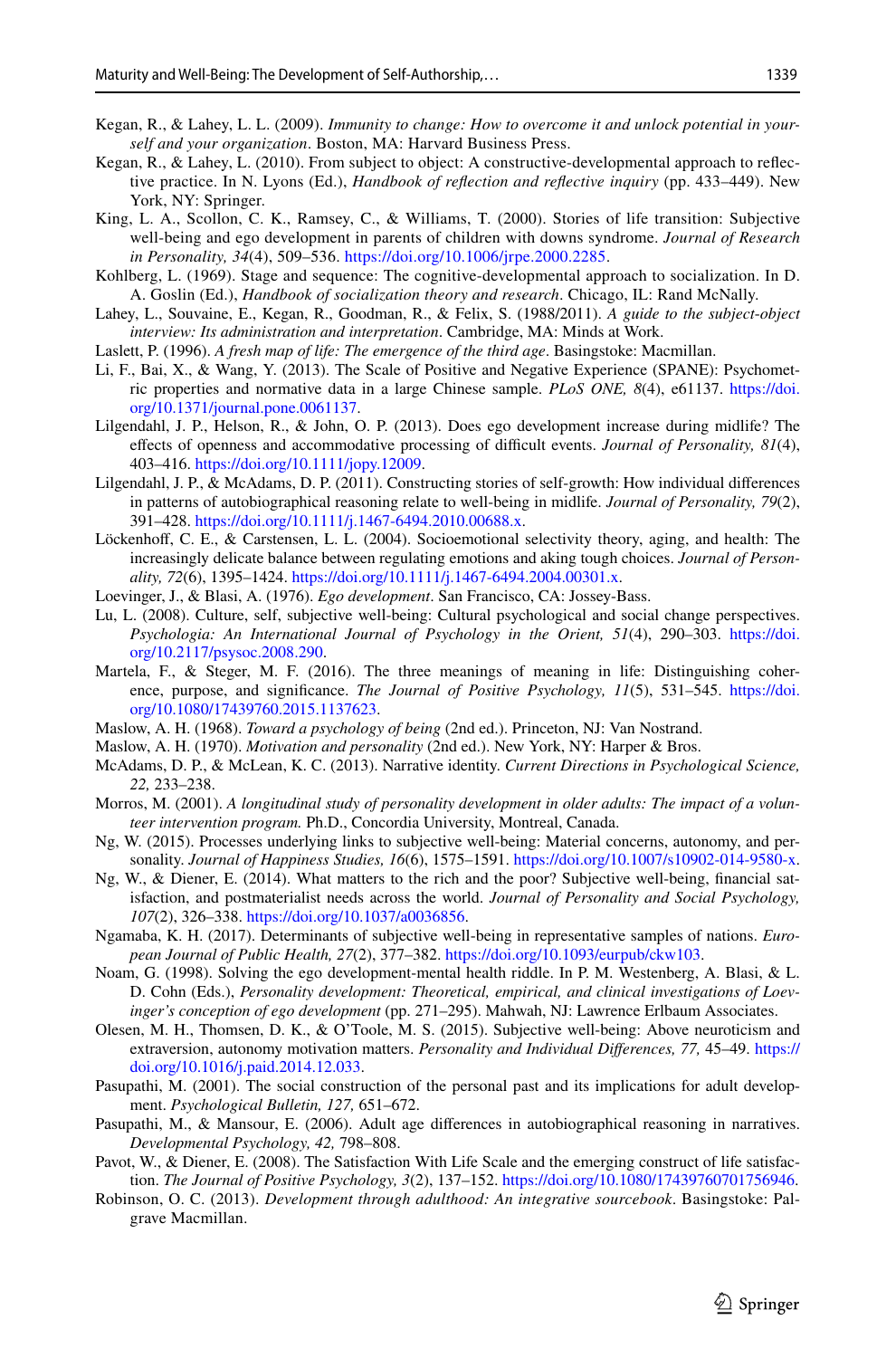Kegan, R., & Lahey, L. L. (2009). *Immunity to change: How to overcome it and unlock potential in yourself and your organization*. Boston, MA: Harvard Business Press.

Kegan, R., & Lahey, L. (2010). From subject to object: A constructive-developmental approach to reflective practice. In N. Lyons (Ed.), *Handbook of reflection and reflective inquiry* (pp. 433–449). New York, NY: Springer.

King, L. A., Scollon, C. K., Ramsey, C., & Williams, T. (2000). Stories of life transition: Subjective well-being and ego development in parents of children with downs syndrome. *Journal of Research in Personality, 34*(4), 509–536. https://doi.org/10.1006/jrpe.2000.2285.

Kohlberg, L. (1969). Stage and sequence: The cognitive-developmental approach to socialization. In D. A. Goslin (Ed.), *Handbook of socialization theory and research*. Chicago, IL: Rand McNally.

Lahey, L., Souvaine, E., Kegan, R., Goodman, R., & Felix, S. (1988/2011). *A guide to the subject-object interview: Its administration and interpretation*. Cambridge, MA: Minds at Work.

Laslett, P. (1996). *A fresh map of life: The emergence of the third age*. Basingstoke: Macmillan.

Li, F., Bai, X., & Wang, Y. (2013). The Scale of Positive and Negative Experience (SPANE): Psychometric properties and normative data in a large Chinese sample. *PLoS ONE, 8*(4), e61137. https://doi.org/10.1371/journal.pone.0061137.

Lilgendahl, J. P., Helson, R., & John, O. P. (2013). Does ego development increase during midlife? The effects of openness and accommodative processing of difficult events. *Journal of Personality, 81*(4), 403–416. https://doi.org/10.1111/jopy.12009.

Lilgendahl, J. P., & McAdams, D. P. (2011). Constructing stories of self-growth: How individual differences in patterns of autobiographical reasoning relate to well-being in midlife. *Journal of Personality, 79*(2), 391–428. https://doi.org/10.1111/j.1467-6494.2010.00688.x.

Löckenhoff, C. E., & Carstensen, L. L. (2004). Socioemotional selectivity theory, aging, and health: The increasingly delicate balance between regulating emotions and aking tough choices. *Journal of Personality, 72*(6), 1395–1424. https://doi.org/10.1111/j.1467-6494.2004.00301.x.

Loevinger, J., & Blasi, A. (1976). *Ego development*. San Francisco, CA: Jossey-Bass.

Lu, L. (2008). Culture, self, subjective well-being: Cultural psychological and social change perspectives. *Psychologia: An International Journal of Psychology in the Orient, 51*(4), 290–303. https://doi.org/10.2117/psysoc.2008.290.

Martela, F., & Steger, M. F. (2016). The three meanings of meaning in life: Distinguishing coherence, purpose, and significance. *The Journal of Positive Psychology, 11*(5), 531–545. https://doi.org/10.1080/17439760.2015.1137623.

Maslow, A. H. (1968). *Toward a psychology of being* (2nd ed.). Princeton, NJ: Van Nostrand.

Maslow, A. H. (1970). *Motivation and personality* (2nd ed.). New York, NY: Harper & Bros.

McAdams, D. P., & McLean, K. C. (2013). Narrative identity. *Current Directions in Psychological Science, 22,* 233–238.

Morros, M. (2001). *A longitudinal study of personality development in older adults: The impact of a volunteer intervention program.* Ph.D., Concordia University, Montreal, Canada.

Ng, W. (2015). Processes underlying links to subjective well-being: Material concerns, autonomy, and personality. *Journal of Happiness Studies, 16*(6), 1575–1591. https://doi.org/10.1007/s10902-014-9580-x.

Ng, W., & Diener, E. (2014). What matters to the rich and the poor? Subjective well-being, financial satisfaction, and postmaterialist needs across the world. *Journal of Personality and Social Psychology, 107*(2), 326–338. https://doi.org/10.1037/a0036856.

Ngamaba, K. H. (2017). Determinants of subjective well-being in representative samples of nations. *European Journal of Public Health, 27*(2), 377–382. https://doi.org/10.1093/eurpub/ckw103.

Noam, G. (1998). Solving the ego development-mental health riddle. In P. M. Westenberg, A. Blasi, & L. D. Cohn (Eds.), *Personality development: Theoretical, empirical, and clinical investigations of Loevinger's conception of ego development* (pp. 271–295). Mahwah, NJ: Lawrence Erlbaum Associates.

Olesen, M. H., Thomsen, D. K., & O'Toole, M. S. (2015). Subjective well-being: Above neuroticism and extraversion, autonomy motivation matters. *Personality and Individual Differences, 77,* 45–49. https://doi.org/10.1016/j.paid.2014.12.033.

Pasupathi, M. (2001). The social construction of the personal past and its implications for adult development. *Psychological Bulletin, 127,* 651–672.

Pasupathi, M., & Mansour, E. (2006). Adult age differences in autobiographical reasoning in narratives. *Developmental Psychology, 42,* 798–808.

Pavot, W., & Diener, E. (2008). The Satisfaction With Life Scale and the emerging construct of life satisfaction. *The Journal of Positive Psychology, 3*(2), 137–152. https://doi.org/10.1080/17439760701756946.

Robinson, O. C. (2013). *Development through adulthood: An integrative sourcebook*. Basingstoke: Palgrave Macmillan.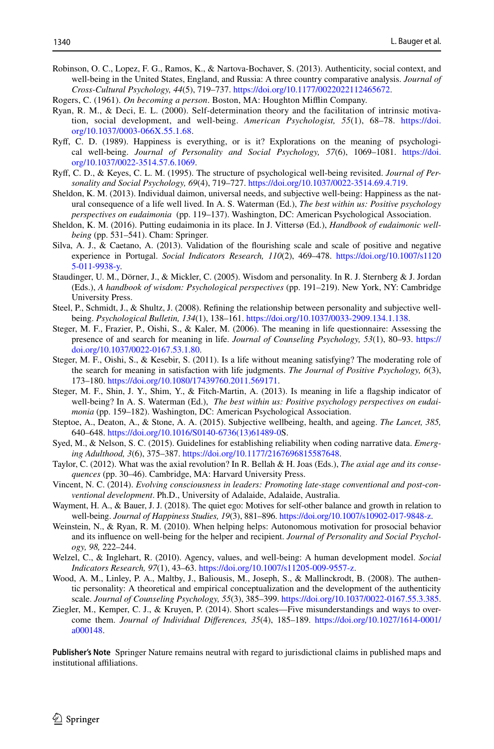Robinson, O. C., Lopez, F. G., Ramos, K., & Nartova-Bochaver, S. (2013). Authenticity, social context, and well-being in the United States, England, and Russia: A three country comparative analysis. *Journal of Cross-Cultural Psychology, 44*(5), 719–737. https://doi.org/10.1177/0022022112465672.

Rogers, C. (1961). *On becoming a person*. Boston, MA: Houghton Mifflin Company.

Ryan, R. M., & Deci, E. L. (2000). Self-determination theory and the facilitation of intrinsic motivation, social development, and well-being. *American Psychologist, 55*(1), 68–78. https://doi.org/10.1037/0003-066X.55.1.68.

Ryff, C. D. (1989). Happiness is everything, or is it? Explorations on the meaning of psychological well-being. *Journal of Personality and Social Psychology, 57*(6), 1069–1081. https://doi.org/10.1037/0022-3514.57.6.1069.

Ryff, C. D., & Keyes, C. L. M. (1995). The structure of psychological well-being revisited. *Journal of Personality and Social Psychology, 69*(4), 719–727. https://doi.org/10.1037/0022-3514.69.4.719.

Sheldon, K. M. (2013). Individual daimon, universal needs, and subjective well-being: Happiness as the natural consequence of a life well lived. In A. S. Waterman (Ed.), *The best within us: Positive psychology perspectives on eudaimonia* (pp. 119–137). Washington, DC: American Psychological Association.

Sheldon, K. M. (2016). Putting eudaimonia in its place. In J. Vittersø (Ed.), *Handbook of eudaimonic well-being* (pp. 531–541). Cham: Springer.

Silva, A. J., & Caetano, A. (2013). Validation of the flourishing scale and scale of positive and negative experience in Portugal. *Social Indicators Research, 110*(2), 469–478. https://doi.org/10.1007/s11205-011-9938-y.

Staudinger, U. M., Dörner, J., & Mickler, C. (2005). Wisdom and personality. In R. J. Sternberg & J. Jordan (Eds.), *A handbook of wisdom: Psychological perspectives* (pp. 191–219). New York, NY: Cambridge University Press.

Steel, P., Schmidt, J., & Shultz, J. (2008). Refining the relationship between personality and subjective well-being. *Psychological Bulletin, 134*(1), 138–161. https://doi.org/10.1037/0033-2909.134.1.138.

Steger, M. F., Frazier, P., Oishi, S., & Kaler, M. (2006). The meaning in life questionnaire: Assessing the presence of and search for meaning in life. *Journal of Counseling Psychology, 53*(1), 80–93. https://doi.org/10.1037/0022-0167.53.1.80.

Steger, M. F., Oishi, S., & Kesebir, S. (2011). Is a life without meaning satisfying? The moderating role of the search for meaning in satisfaction with life judgments. *The Journal of Positive Psychology, 6*(3), 173–180. https://doi.org/10.1080/17439760.2011.569171.

Steger, M. F., Shin, J. Y., Shim, Y., & Fitch-Martin, A. (2013). Is meaning in life a flagship indicator of well-being? In A. S. Waterman (Ed.), *The best within us: Positive psychology perspectives on eudaimonia* (pp. 159–182). Washington, DC: American Psychological Association.

Steptoe, A., Deaton, A., & Stone, A. A. (2015). Subjective wellbeing, health, and ageing. *The Lancet, 385,* 640–648. https://doi.org/10.1016/S0140-6736(13)61489-0S.

Syed, M., & Nelson, S. C. (2015). Guidelines for establishing reliability when coding narrative data. *Emerging Adulthood, 3*(6), 375–387. https://doi.org/10.1177/2167696815587648.

Taylor, C. (2012). What was the axial revolution? In R. Bellah & H. Joas (Eds.), *The axial age and its consequences* (pp. 30–46). Cambridge, MA: Harvard University Press.

Vincent, N. C. (2014). *Evolving consciousness in leaders: Promoting late-stage conventional and post-conventional development*. Ph.D., University of Adalaide, Adalaide, Australia.

Wayment, H. A., & Bauer, J. J. (2018). The quiet ego: Motives for self-other balance and growth in relation to well-being. *Journal of Happiness Studies, 19*(3), 881–896. https://doi.org/10.1007/s10902-017-9848-z.

Weinstein, N., & Ryan, R. M. (2010). When helping helps: Autonomous motivation for prosocial behavior and its influence on well-being for the helper and recipient. *Journal of Personality and Social Psychology, 98,* 222–244.

Welzel, C., & Inglehart, R. (2010). Agency, values, and well-being: A human development model. *Social Indicators Research, 97*(1), 43–63. https://doi.org/10.1007/s11205-009-9557-z.

Wood, A. M., Linley, P. A., Maltby, J., Baliousis, M., Joseph, S., & Mallinckrodt, B. (2008). The authentic personality: A theoretical and empirical conceptualization and the development of the authenticity scale. *Journal of Counseling Psychology, 55*(3), 385–399. https://doi.org/10.1037/0022-0167.55.3.385.

Ziegler, M., Kemper, C. J., & Kruyen, P. (2014). Short scales—Five misunderstandings and ways to overcome them. *Journal of Individual Differences, 35*(4), 185–189. https://doi.org/10.1027/1614-0001/a000148.

**Publisher's Note** Springer Nature remains neutral with regard to jurisdictional claims in published maps and institutional affiliations.